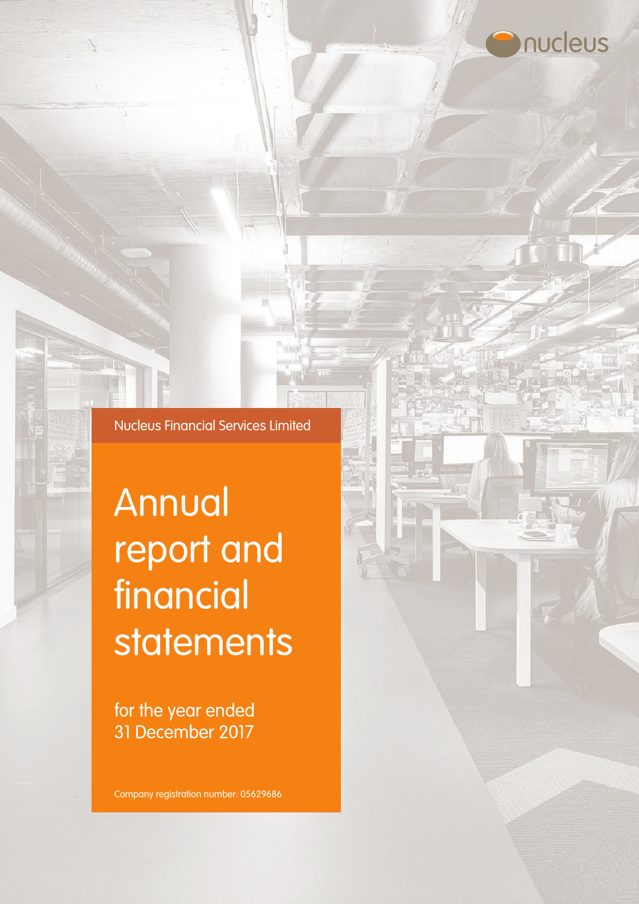nucleus

Nucleus Financial Services Limited

# Annual report and financial statements

for the year ended 31 December 2017

Company registration number: 05629686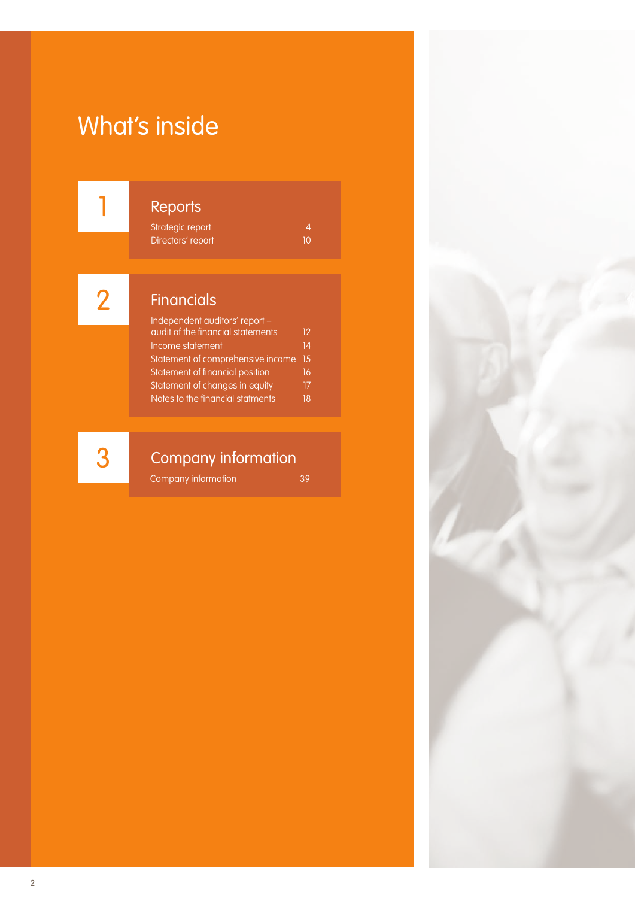# What's inside

## 1 Reports

| | |
|---|---|
| Strategic report | 4 |
| Directors' report | 10 |

## 2 Financials

| | |
|---|---|
| Independent auditors' report – audit of the financial statements | 12 |
| Income statement | 14 |
| Statement of comprehensive income | 15 |
| Statement of financial position | 16 |
| Statement of changes in equity | 17 |
| Notes to the financial statments | 18 |

## 3 Company information

| | |
|---|---|
| Company information | 39 |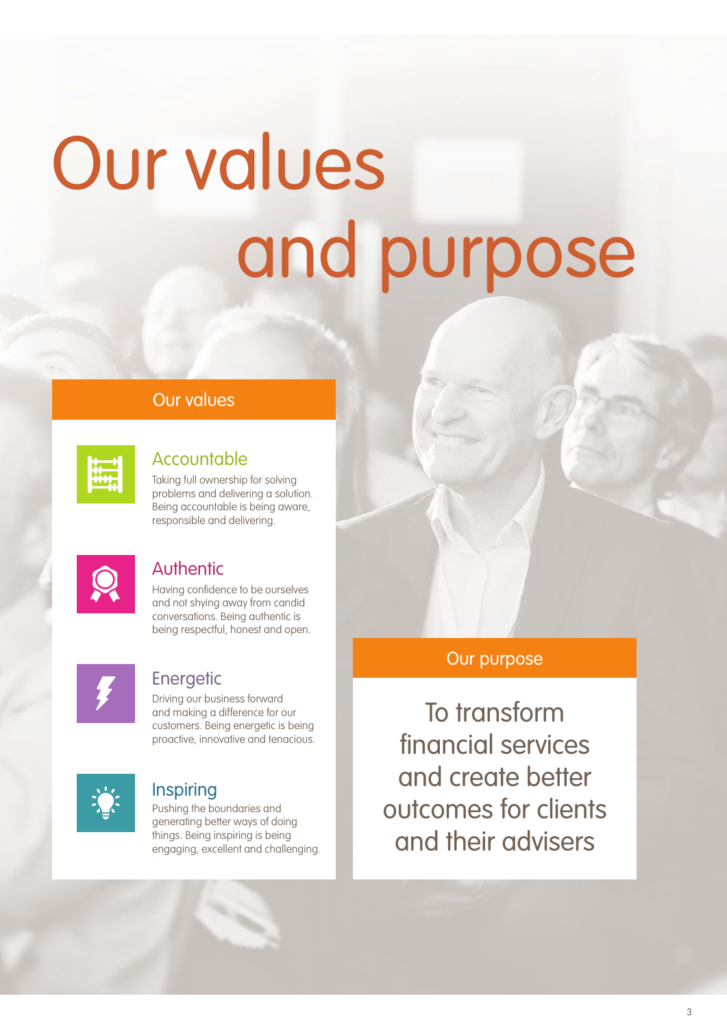# Our values and purpose

## Our values

### Accountable

Taking full ownership for solving problems and delivering a solution. Being accountable is being aware, responsible and delivering.

### Authentic

Having confidence to be ourselves and not shying away from candid conversations. Being authentic is being respectful, honest and open.

### Energetic

Driving our business forward and making a difference for our customers. Being energetic is being proactive, innovative and tenacious.

### Inspiring

Pushing the boundaries and generating better ways of doing things. Being inspiring is being engaging, excellent and challenging.

## Our purpose

To transform financial services and create better outcomes for clients and their advisers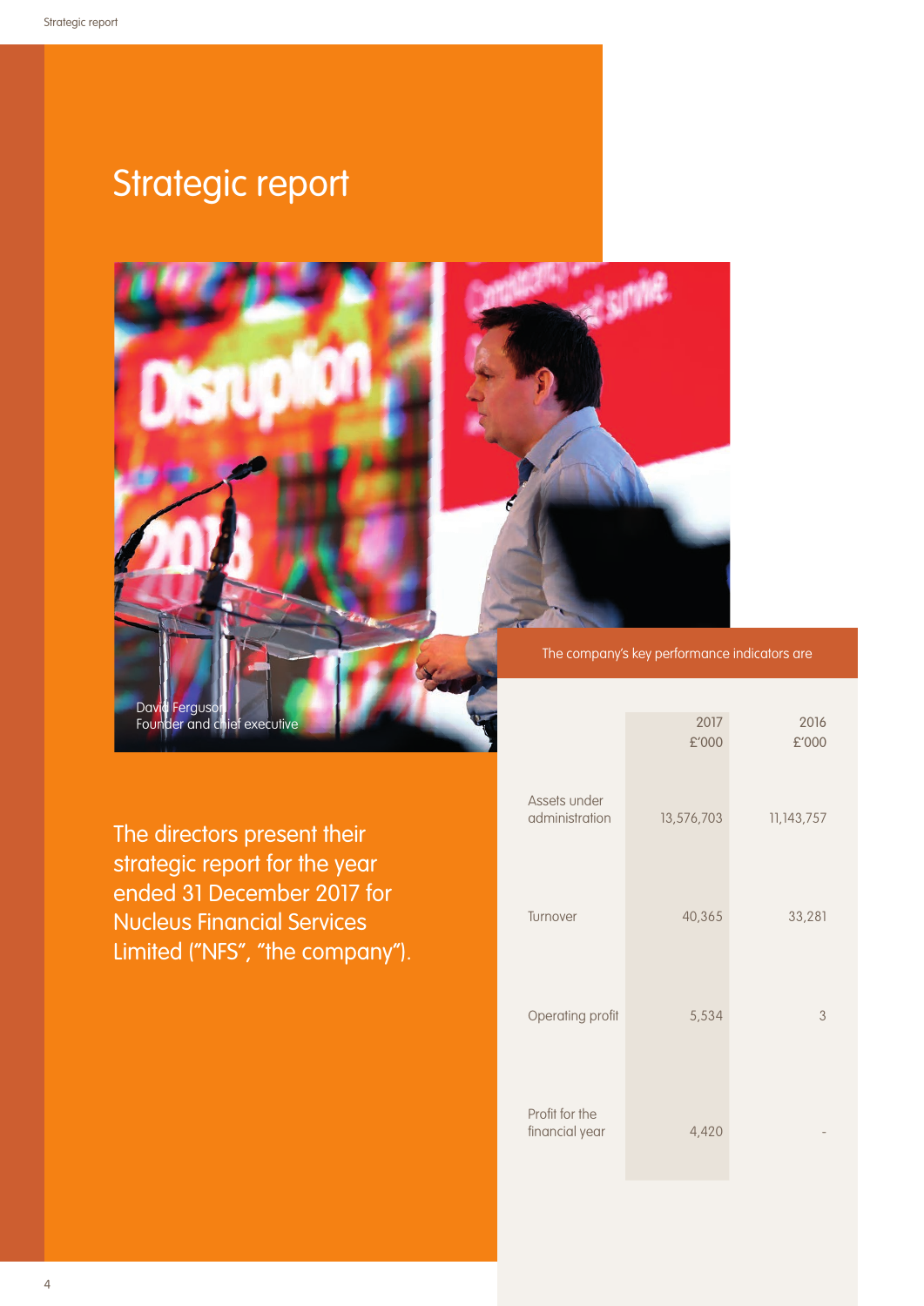# Strategic report

David Ferguson
Founder and chief executive

The directors present their strategic report for the year ended 31 December 2017 for Nucleus Financial Services Limited ("NFS", "the company").

The company's key performance indicators are

| | 2017 £'000 | 2016 £'000 |
|---|---|---|
| Assets under administration | 13,576,703 | 11,143,757 |
| Turnover | 40,365 | 33,281 |
| Operating profit | 5,534 | 3 |
| Profit for the financial year | 4,420 | - |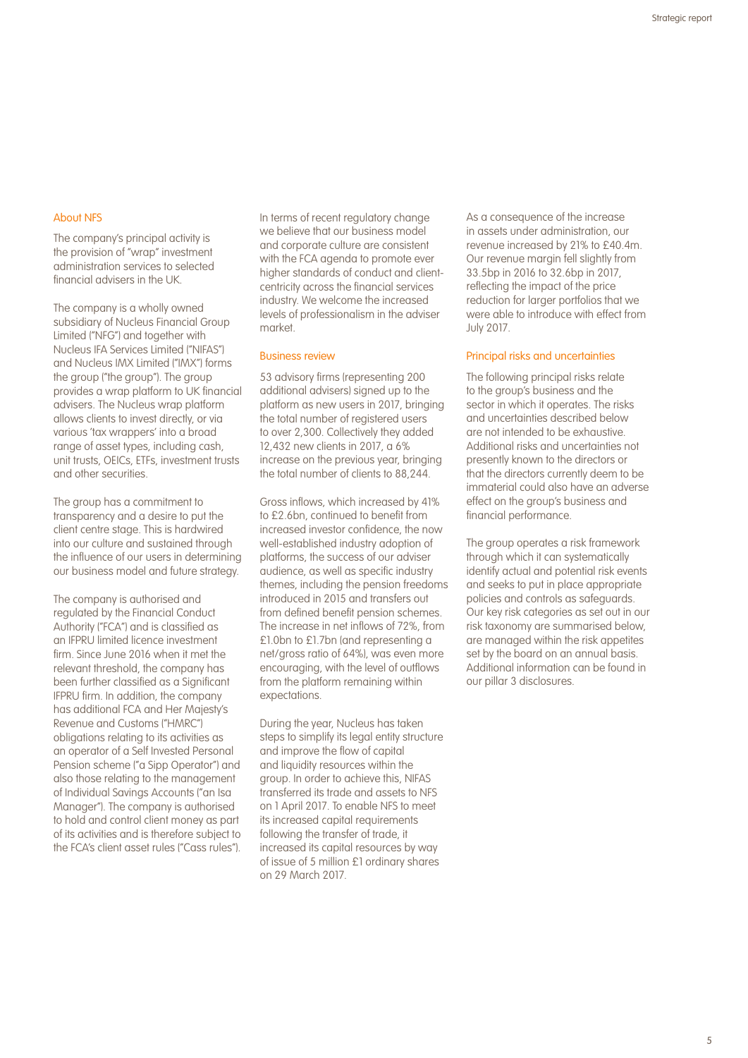## About NFS

The company's principal activity is the provision of "wrap" investment administration services to selected financial advisers in the UK.

The company is a wholly owned subsidiary of Nucleus Financial Group Limited ("NFG") and together with Nucleus IFA Services Limited ("NIFAS") and Nucleus IMX Limited ("IMX") forms the group ("the group"). The group provides a wrap platform to UK financial advisers. The Nucleus wrap platform allows clients to invest directly, or via various 'tax wrappers' into a broad range of asset types, including cash, unit trusts, OEICs, ETFs, investment trusts and other securities.

The group has a commitment to transparency and a desire to put the client centre stage. This is hardwired into our culture and sustained through the influence of our users in determining our business model and future strategy.

The company is authorised and regulated by the Financial Conduct Authority ("FCA") and is classified as an IFPRU limited licence investment firm. Since June 2016 when it met the relevant threshold, the company has been further classified as a Significant IFPRU firm. In addition, the company has additional FCA and Her Majesty's Revenue and Customs ("HMRC") obligations relating to its activities as an operator of a Self Invested Personal Pension scheme ("a Sipp Operator") and also those relating to the management of Individual Savings Accounts ("an Isa Manager"). The company is authorised to hold and control client money as part of its activities and is therefore subject to the FCA's client asset rules ("Cass rules").

In terms of recent regulatory change we believe that our business model and corporate culture are consistent with the FCA agenda to promote ever higher standards of conduct and client-centricity across the financial services industry. We welcome the increased levels of professionalism in the adviser market.

## Business review

53 advisory firms (representing 200 additional advisers) signed up to the platform as new users in 2017, bringing the total number of registered users to over 2,300. Collectively they added 12,432 new clients in 2017, a 6% increase on the previous year, bringing the total number of clients to 88,244.

Gross inflows, which increased by 41% to £2.6bn, continued to benefit from increased investor confidence, the now well-established industry adoption of platforms, the success of our adviser platform audience, as well as specific industry themes, including the pension freedoms introduced in 2015 and transfers out from defined benefit pension schemes. The increase in net inflows of 72%, from £1.0bn to £1.7bn (and representing a net/gross ratio of 64%), was even more encouraging, with the level of outflows from the platform remaining within expectations.

During the year, Nucleus has taken steps to simplify its legal entity structure and improve the flow of capital and liquidity resources within the group. In order to achieve this, NIFAS transferred its trade and assets to NFS on 1 April 2017. To enable NFS to meet its increased capital requirements following the transfer of trade, it increased its capital resources by way of issue of 5 million £1 ordinary shares on 29 March 2017.

As a consequence of the increase in assets under administration, our revenue increased by 21% to £40.4m. Our revenue margin fell slightly from 33.5bp in 2016 to 32.6bp in 2017, reflecting the impact of the price reduction for larger portfolios that we were able to introduce with effect from July 2017.

## Principal risks and uncertainties

The following principal risks relate to the group's business and the sector in which it operates. The risks and uncertainties described below are not intended to be exhaustive. Additional risks and uncertainties not presently known to the directors or that the directors currently deem to be immaterial could also have an adverse effect on the group's business and financial performance.

The group operates a risk framework through which it can systematically identify actual and potential risk events and seeks to put in place appropriate policies and controls as safeguards. Our key risk categories as set out in our risk taxonomy are summarised below, are managed within the risk appetites set by the board on an annual basis. Additional information can be found in our pillar 3 disclosures.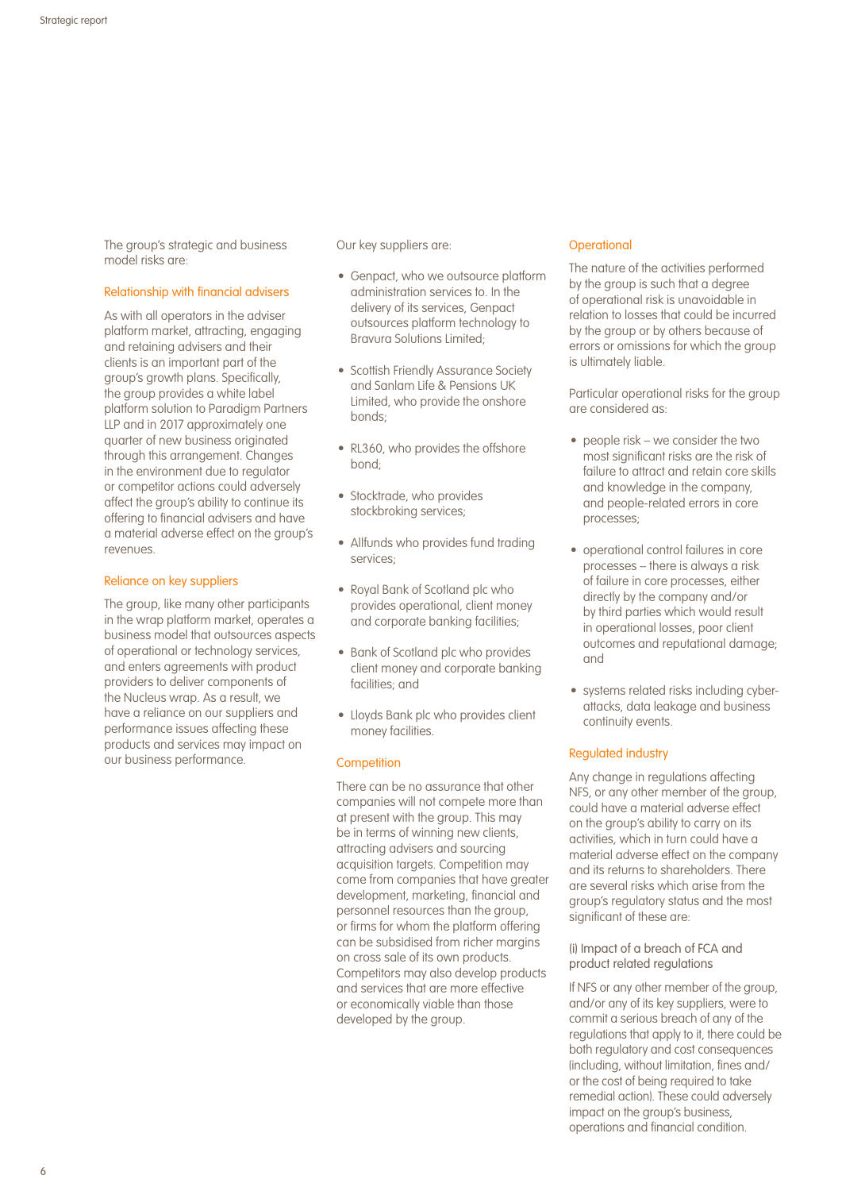The group's strategic and business model risks are:

### Relationship with financial advisers

As with all operators in the adviser platform market, attracting, engaging and retaining advisers and their clients is an important part of the group's growth plans. Specifically, the group provides a white label platform solution to Paradigm Partners LLP and in 2017 approximately one quarter of new business originated through this arrangement. Changes in the environment due to regulator or competitor actions could adversely affect the group's ability to continue its offering to financial advisers and have a material adverse effect on the group's revenues.

### Reliance on key suppliers

The group, like many other participants in the wrap platform market, operates a business model that outsources aspects of operational or technology services, and enters agreements with product providers to deliver components of the Nucleus wrap. As a result, we have a reliance on our suppliers and performance issues affecting these products and services may impact on our business performance.

Our key suppliers are:

- Genpact, who we outsource platform administration services to. In the delivery of its services, Genpact outsources platform technology to Bravura Solutions Limited;
- Scottish Friendly Assurance Society and Sanlam Life & Pensions UK Limited, who provide the onshore bonds;
- RL360, who provides the offshore bond;
- Stocktrade, who provides stockbroking services;
- Allfunds who provides fund trading services;
- Royal Bank of Scotland plc who provides operational, client money and corporate banking facilities;
- Bank of Scotland plc who provides client money and corporate banking facilities; and
- Lloyds Bank plc who provides client money facilities.

### Competition

There can be no assurance that other companies will not compete more than at present with the group. This may be in terms of winning new clients, attracting advisers and sourcing acquisition targets. Competition may come from companies that have greater development, marketing, financial and personnel resources than the group, or firms for whom the platform offering can be subsidised from richer margins on cross sale of its own products. Competitors may also develop products and services that are more effective or economically viable than those developed by the group.

### Operational

The nature of the activities performed by the group is such that a degree of operational risk is unavoidable in relation to losses that could be incurred by the group or by others because of errors or omissions for which the group is ultimately liable.

Particular operational risks for the group are considered as:

- people risk – we consider the two most significant risks are the risk of failure to attract and retain core skills and knowledge in the company, and people-related errors in core processes;
- operational control failures in core processes – there is always a risk of failure in core processes, either directly by the company and/or by third parties which would result in operational losses, poor client outcomes and reputational damage; and
- systems related risks including cyber-attacks, data leakage and business continuity events.

### Regulated industry

Any change in regulations affecting NFS, or any other member of the group, could have a material adverse effect on the group's ability to carry on its activities, which in turn could have a material adverse effect on the company and its returns to shareholders. There are several risks which arise from the group's regulatory status and the most significant of these are:

#### (i) Impact of a breach of FCA and product related regulations

If NFS or any other member of the group, and/or any of its key suppliers, were to commit a serious breach of any of the regulations that apply to it, there could be both regulatory and cost consequences (including, without limitation, fines and/or the cost of being required to take remedial action). These could adversely impact on the group's business, operations and financial condition.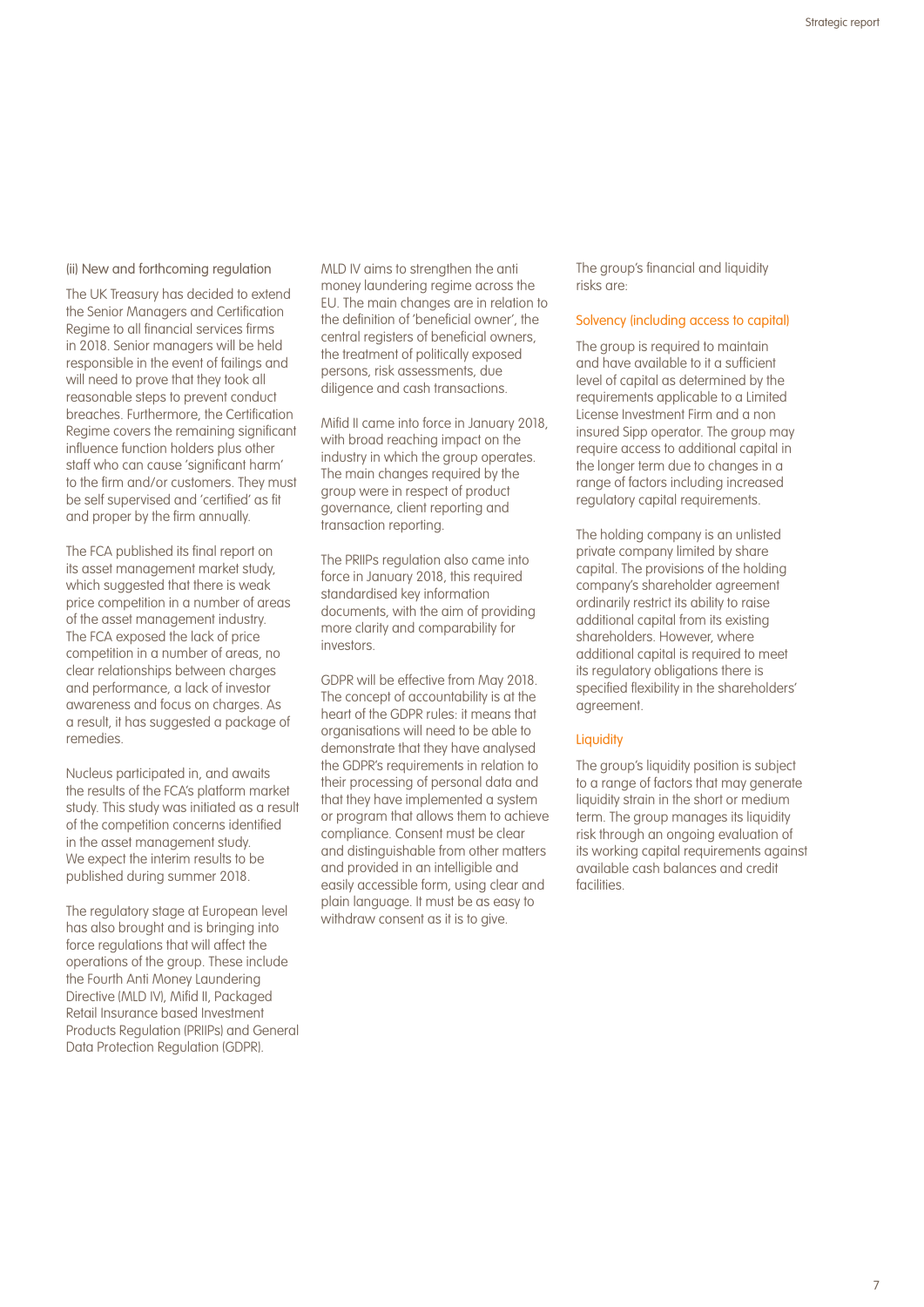### (ii) New and forthcoming regulation

The UK Treasury has decided to extend the Senior Managers and Certification Regime to all financial services firms in 2018. Senior managers will be held responsible in the event of failings and will need to prove that they took all reasonable steps to prevent conduct breaches. Furthermore, the Certification Regime covers the remaining significant influence function holders plus other staff who can cause 'significant harm' to the firm and/or customers. They must be self supervised and 'certified' as fit and proper by the firm annually.

The FCA published its final report on its asset management market study, which suggested that there is weak price competition in a number of areas of the asset management industry. The FCA exposed the lack of price competition in a number of areas, no clear relationships between charges and performance, a lack of investor awareness and focus on charges. As a result, it has suggested a package of remedies.

Nucleus participated in, and awaits the results of the FCA's platform market study. This study was initiated as a result of the competition concerns identified in the asset management study. We expect the interim results to be published during summer 2018.

The regulatory stage at European level has also brought and is bringing into force regulations that will affect the operations of the group. These include the Fourth Anti Money Laundering Directive (MLD IV), Mifid II, Packaged Retail Insurance based Investment Products Regulation (PRIIPs) and General Data Protection Regulation (GDPR).

MLD IV aims to strengthen the anti money laundering regime across the EU. The main changes are in relation to the definition of 'beneficial owner', the central registers of beneficial owners, the treatment of politically exposed persons, risk assessments, due diligence and cash transactions.

Mifid II came into force in January 2018, with broad reaching impact on the industry in which the group operates. The main changes required by the group were in respect of product governance, client reporting and transaction reporting.

The PRIIPs regulation also came into force in January 2018, this required standardised key information documents, with the aim of providing more clarity and comparability for investors.

GDPR will be effective from May 2018. The concept of accountability is at the heart of the GDPR rules: it means that organisations will need to be able to demonstrate that they have analysed the GDPR's requirements in relation to their processing of personal data and that they have implemented a system or program that allows them to achieve compliance. Consent must be clear and distinguishable from other matters and provided in an intelligible and easily accessible form, using clear and plain language. It must be as easy to withdraw consent as it is to give.

The group's financial and liquidity risks are:

#### Solvency (including access to capital)

The group is required to maintain and have available to it a sufficient level of capital as determined by the requirements applicable to a Limited License Investment Firm and a non insured Sipp operator. The group may require access to additional capital in the longer term due to changes in a range of factors including increased regulatory capital requirements.

The holding company is an unlisted private company limited by share capital. The provisions of the holding company's shareholder agreement ordinarily restrict its ability to raise additional capital from its existing shareholders. However, where additional capital is required to meet its regulatory obligations there is specified flexibility in the shareholders' agreement.

#### Liquidity

The group's liquidity position is subject to a range of factors that may generate liquidity strain in the short or medium term. The group manages its liquidity risk through an ongoing evaluation of its working capital requirements against available cash balances and credit facilities.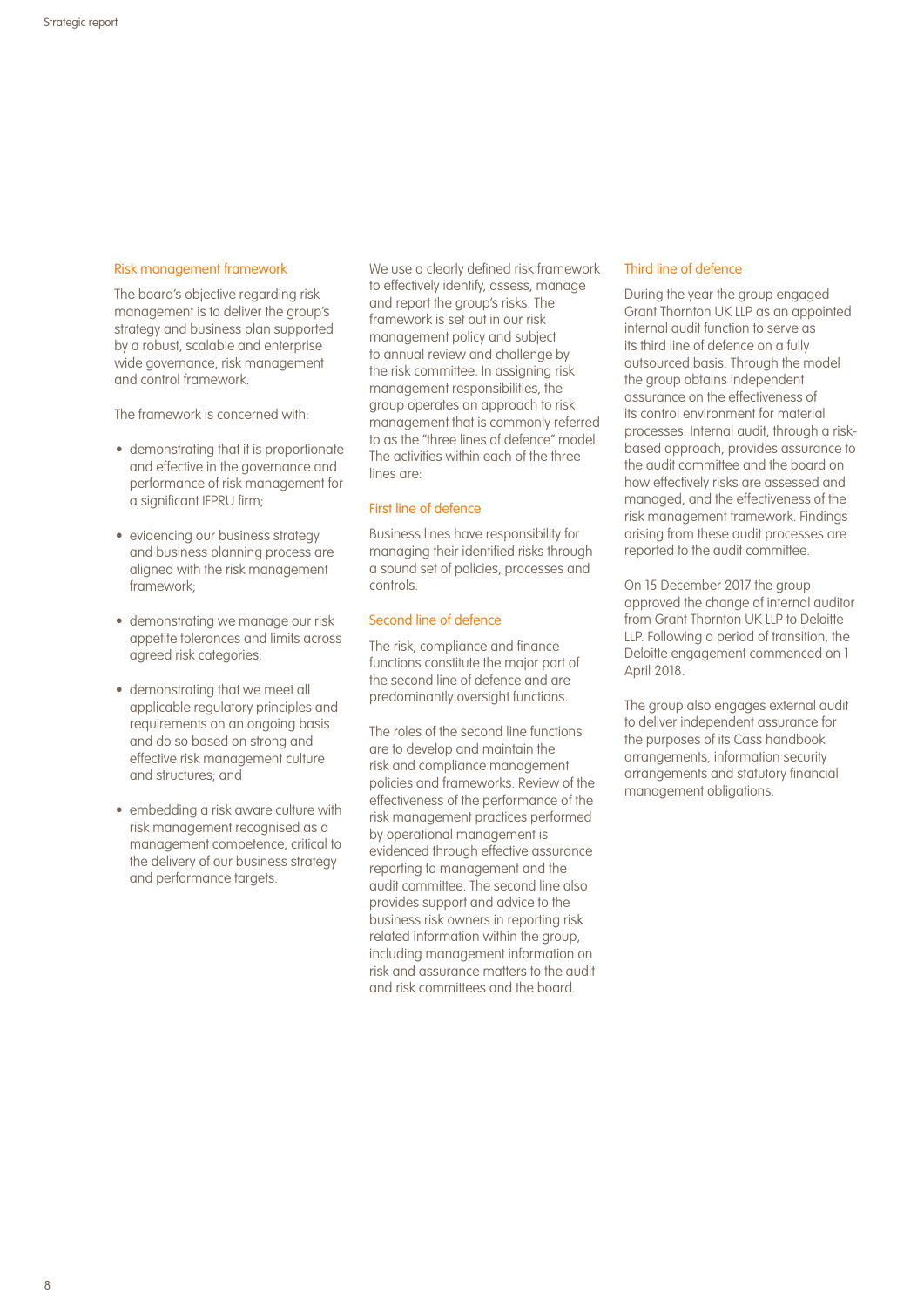## Risk management framework

The board's objective regarding risk management is to deliver the group's strategy and business plan supported by a robust, scalable and enterprise wide governance, risk management and control framework.

The framework is concerned with:

- demonstrating that it is proportionate and effective in the governance and performance of risk management for a significant IFPRU firm;
- evidencing our business strategy and business planning process are aligned with the risk management framework;
- demonstrating we manage our risk appetite tolerances and limits across agreed risk categories;
- demonstrating that we meet all applicable regulatory principles and requirements on an ongoing basis and do so based on strong and effective risk management culture and structures; and
- embedding a risk aware culture with risk management recognised as a management competence, critical to the delivery of our business strategy and performance targets.

We use a clearly defined risk framework to effectively identify, assess, manage and report the group's risks. The framework is set out in our risk management policy and subject to annual review and challenge by the risk committee. In assigning risk management responsibilities, the group operates an approach to risk management that is commonly referred to as the "three lines of defence" model. The activities within each of the three lines are:

### First line of defence

Business lines have responsibility for managing their identified risks through a sound set of policies, processes and controls.

### Second line of defence

The risk, compliance and finance functions constitute the major part of the second line of defence and are predominantly oversight functions.

The roles of the second line functions are to develop and maintain the risk and compliance management policies and frameworks. Review of the effectiveness of the performance of the risk management practices performed by operational management is evidenced through effective assurance reporting to management and the audit committee. The second line also provides support and advice to the business risk owners in reporting risk related information within the group, including management information on risk and assurance matters to the audit and risk committees and the board.

### Third line of defence

During the year the group engaged Grant Thornton UK LLP as an appointed internal audit function to serve as its third line of defence on a fully outsourced basis. Through the model the group obtains independent assurance on the effectiveness of its control environment for material processes. Internal audit, through a risk-based approach, provides assurance to the audit committee and the board on how effectively risks are assessed and managed, and the effectiveness of the risk management framework. Findings arising from these audit processes are reported to the audit committee.

On 15 December 2017 the group approved the change of internal auditor from Grant Thornton UK LLP to Deloitte LLP. Following a period of transition, the Deloitte engagement commenced on 1 April 2018.

The group also engages external audit to deliver independent assurance for the purposes of its Cass handbook arrangements, information security arrangements and statutory financial management obligations.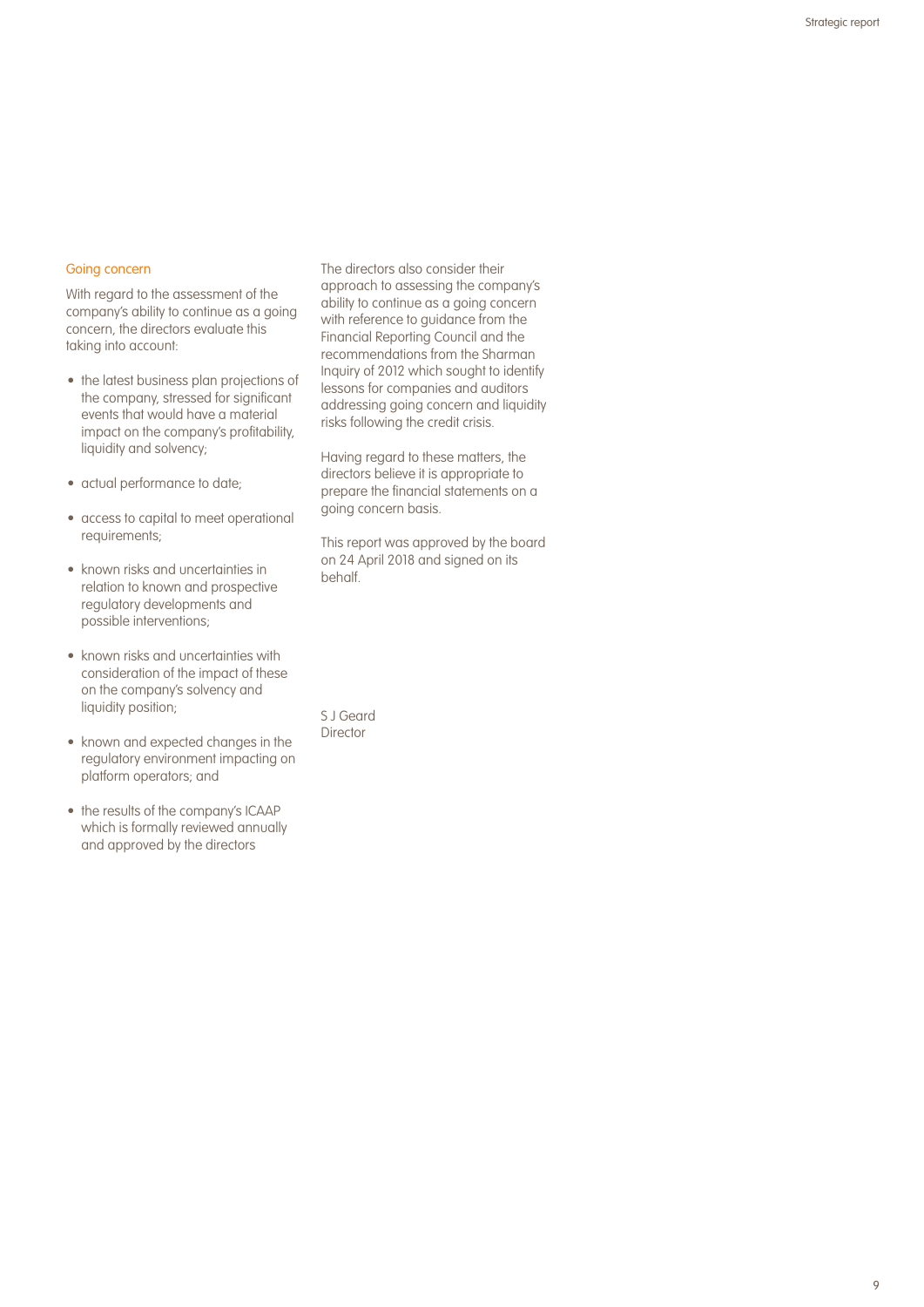## Going concern

With regard to the assessment of the company's ability to continue as a going concern, the directors evaluate this taking into account:

- the latest business plan projections of the company, stressed for significant events that would have a material impact on the company's profitability, liquidity and solvency;
- actual performance to date;
- access to capital to meet operational requirements;
- known risks and uncertainties in relation to known and prospective regulatory developments and possible interventions;
- known risks and uncertainties with consideration of the impact of these on the company's solvency and liquidity position;
- known and expected changes in the regulatory environment impacting on platform operators; and
- the results of the company's ICAAP which is formally reviewed annually and approved by the directors

The directors also consider their approach to assessing the company's ability to continue as a going concern with reference to guidance from the Financial Reporting Council and the recommendations from the Sharman Inquiry of 2012 which sought to identify lessons for companies and auditors addressing going concern and liquidity risks following the credit crisis.

Having regard to these matters, the directors believe it is appropriate to prepare the financial statements on a going concern basis.

This report was approved by the board on 24 April 2018 and signed on its behalf.

S J Geard
Director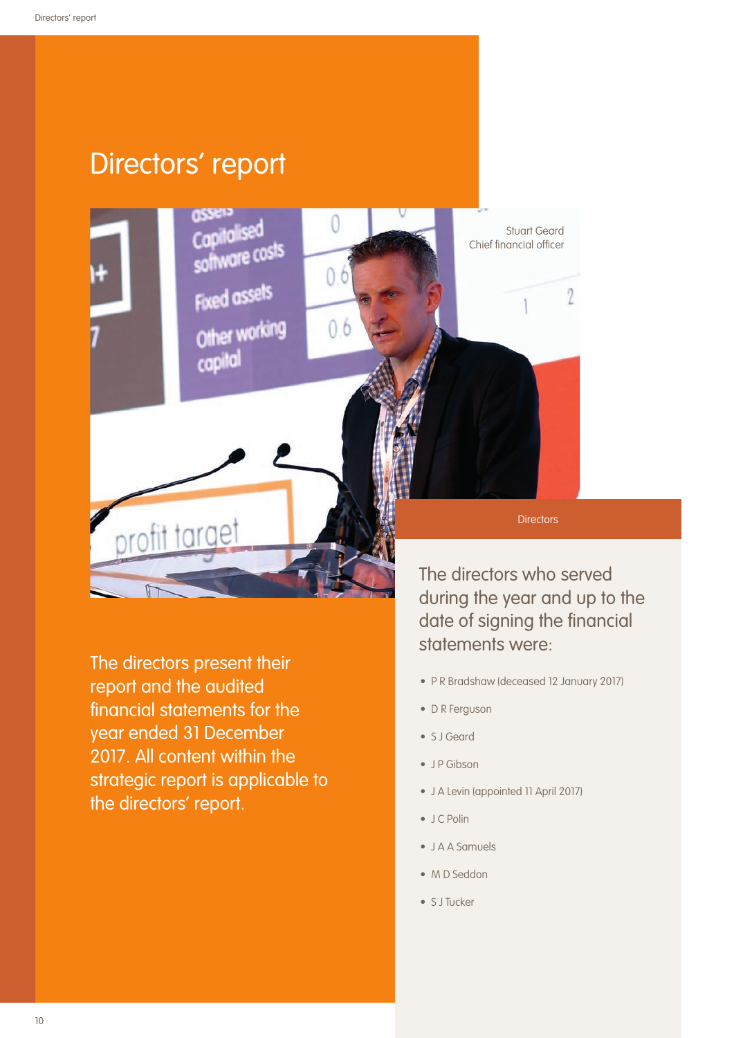# Directors' report

Stuart Geard
Chief financial officer

The directors present their report and the audited financial statements for the year ended 31 December 2017. All content within the strategic report is applicable to the directors' report.

## Directors

The directors who served during the year and up to the date of signing the financial statements were:

- P R Bradshaw (deceased 12 January 2017)
- D R Ferguson
- S J Geard
- J P Gibson
- J A Levin (appointed 11 April 2017)
- J C Polin
- J A A Samuels
- M D Seddon
- S J Tucker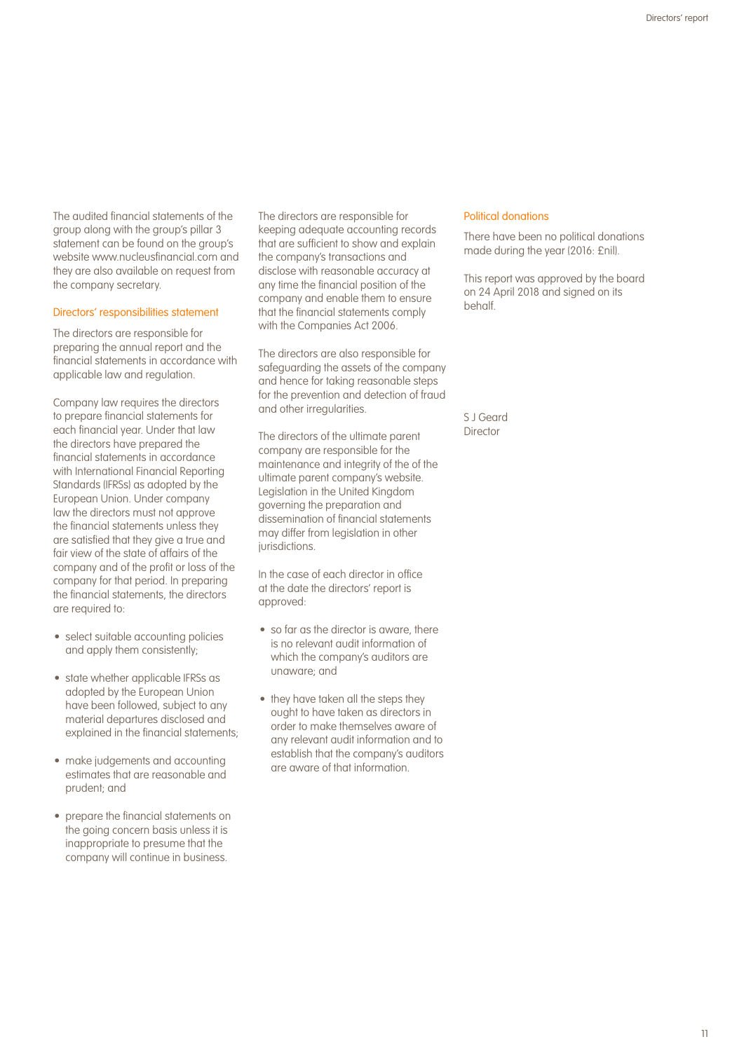The audited financial statements of the group along with the group's pillar 3 statement can be found on the group's website www.nucleusfinancial.com and they are also available on request from the company secretary.

## Directors' responsibilities statement

The directors are responsible for preparing the annual report and the financial statements in accordance with applicable law and regulation.

Company law requires the directors to prepare financial statements for each financial year. Under that law the directors have prepared the financial statements in accordance with International Financial Reporting Standards (IFRSs) as adopted by the European Union. Under company law the directors must not approve the financial statements unless they are satisfied that they give a true and fair view of the state of affairs of the company and of the profit or loss of the company for that period. In preparing the financial statements, the directors are required to:

- select suitable accounting policies and apply them consistently;
- state whether applicable IFRSs as adopted by the European Union have been followed, subject to any material departures disclosed and explained in the financial statements;
- make judgements and accounting estimates that are reasonable and prudent; and
- prepare the financial statements on the going concern basis unless it is inappropriate to presume that the company will continue in business.

The directors are responsible for keeping adequate accounting records that are sufficient to show and explain the company's transactions and disclose with reasonable accuracy at any time the financial position of the company and enable them to ensure that the financial statements comply with the Companies Act 2006.

The directors are also responsible for safeguarding the assets of the company and hence for taking reasonable steps for the prevention and detection of fraud and other irregularities.

The directors of the ultimate parent company are responsible for the maintenance and integrity of the of the ultimate parent company's website. Legislation in the United Kingdom governing the preparation and dissemination of financial statements may differ from legislation in other jurisdictions.

In the case of each director in office at the date the directors' report is approved:

- so far as the director is aware, there is no relevant audit information of which the company's auditors are unaware; and
- they have taken all the steps they ought to have taken as directors in order to make themselves aware of any relevant audit information and to establish that the company's auditors are aware of that information.

## Political donations

There have been no political donations made during the year (2016: £nil).

This report was approved by the board on 24 April 2018 and signed on its behalf.

S J Geard
Director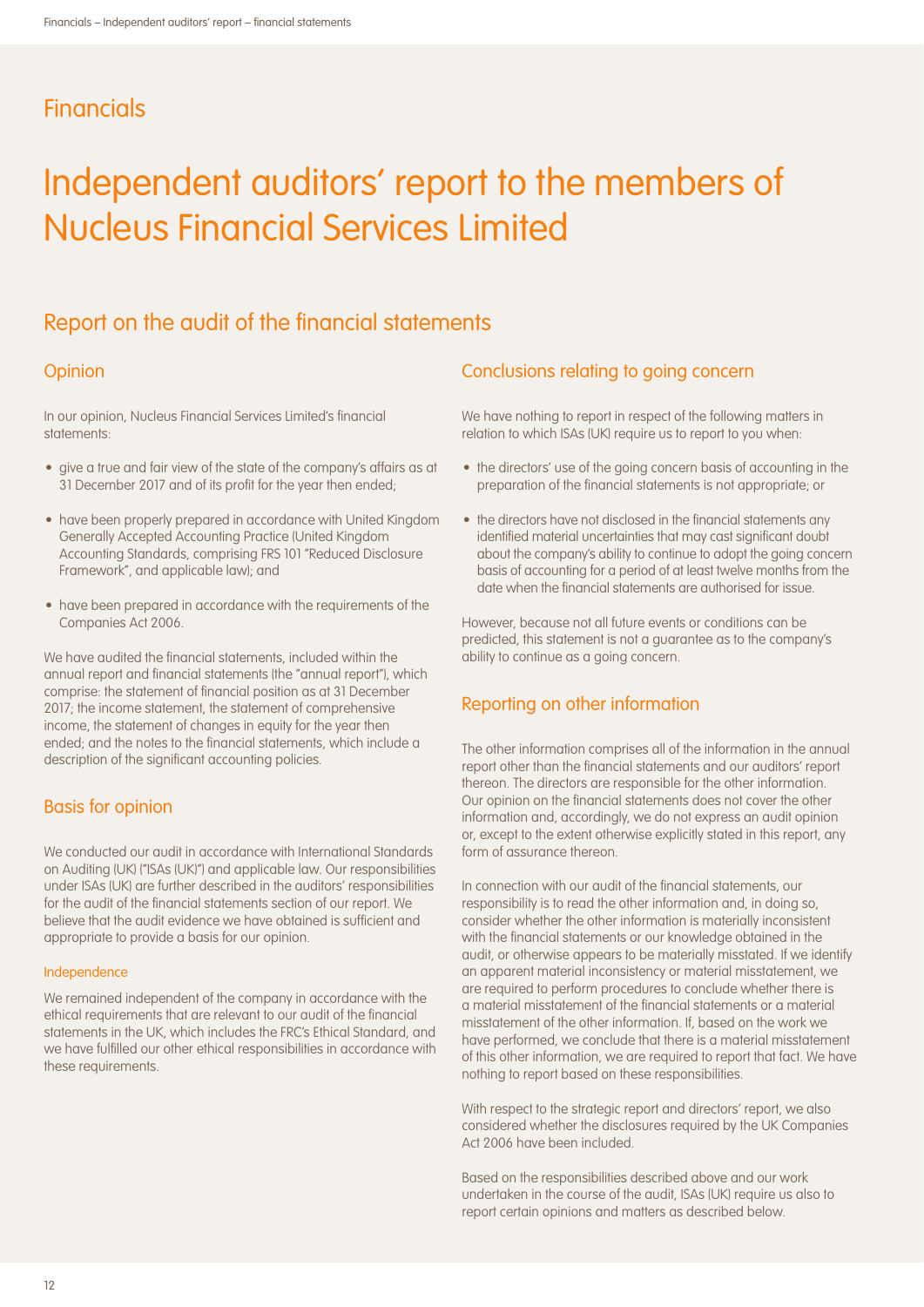# Financials

# Independent auditors' report to the members of Nucleus Financial Services Limited

## Report on the audit of the financial statements

### Opinion

In our opinion, Nucleus Financial Services Limited's financial statements:

- give a true and fair view of the state of the company's affairs as at 31 December 2017 and of its profit for the year then ended;
- have been properly prepared in accordance with United Kingdom Generally Accepted Accounting Practice (United Kingdom Accounting Standards, comprising FRS 101 "Reduced Disclosure Framework", and applicable law); and
- have been prepared in accordance with the requirements of the Companies Act 2006.

We have audited the financial statements, included within the annual report and financial statements (the "annual report"), which comprise: the statement of financial position as at 31 December 2017; the income statement, the statement of comprehensive income, the statement of changes in equity for the year then ended; and the notes to the financial statements, which include a description of the significant accounting policies.

### Basis for opinion

We conducted our audit in accordance with International Standards on Auditing (UK) ("ISAs (UK)") and applicable law. Our responsibilities under ISAs (UK) are further described in the auditors' responsibilities for the audit of the financial statements section of our report. We believe that the audit evidence we have obtained is sufficient and appropriate to provide a basis for our opinion.

#### Independence

We remained independent of the company in accordance with the ethical requirements that are relevant to our audit of the financial statements in the UK, which includes the FRC's Ethical Standard, and we have fulfilled our other ethical responsibilities in accordance with these requirements.

### Conclusions relating to going concern

We have nothing to report in respect of the following matters in relation to which ISAs (UK) require us to report to you when:

- the directors' use of the going concern basis of accounting in the preparation of the financial statements is not appropriate; or
- the directors have not disclosed in the financial statements any identified material uncertainties that may cast significant doubt about the company's ability to continue to adopt the going concern basis of accounting for a period of at least twelve months from the date when the financial statements are authorised for issue.

However, because not all future events or conditions can be predicted, this statement is not a guarantee as to the company's ability to continue as a going concern.

### Reporting on other information

The other information comprises all of the information in the annual report other than the financial statements and our auditors' report thereon. The directors are responsible for the other information. Our opinion on the financial statements does not cover the other information and, accordingly, we do not express an audit opinion or, except to the extent otherwise explicitly stated in this report, any form of assurance thereon.

In connection with our audit of the financial statements, our responsibility is to read the other information and, in doing so, consider whether the other information is materially inconsistent with the financial statements or our knowledge obtained in the audit, or otherwise appears to be materially misstated. If we identify an apparent material inconsistency or material misstatement, we are required to perform procedures to conclude whether there is a material misstatement of the financial statements or a material misstatement of the other information. If, based on the work we have performed, we conclude that there is a material misstatement of this other information, we are required to report that fact. We have nothing to report based on these responsibilities.

With respect to the strategic report and directors' report, we also considered whether the disclosures required by the UK Companies Act 2006 have been included.

Based on the responsibilities described above and our work undertaken in the course of the audit, ISAs (UK) require us also to report certain opinions and matters as described below.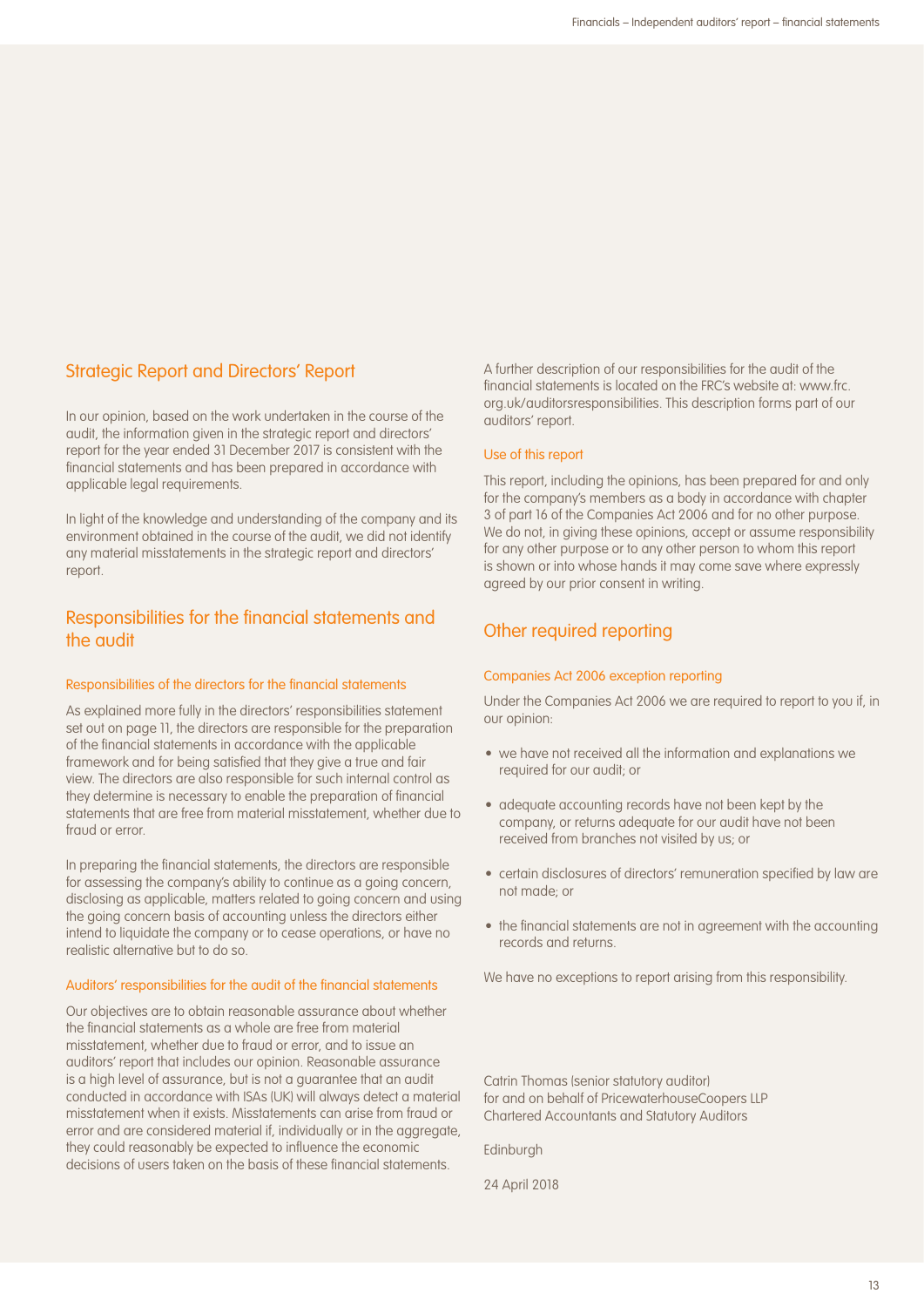## Strategic Report and Directors' Report

In our opinion, based on the work undertaken in the course of the audit, the information given in the strategic report and directors' report for the year ended 31 December 2017 is consistent with the financial statements and has been prepared in accordance with applicable legal requirements.

In light of the knowledge and understanding of the company and its environment obtained in the course of the audit, we did not identify any material misstatements in the strategic report and directors' report.

## Responsibilities for the financial statements and the audit

### Responsibilities of the directors for the financial statements

As explained more fully in the directors' responsibilities statement set out on page 11, the directors are responsible for the preparation of the financial statements in accordance with the applicable framework and for being satisfied that they give a true and fair view. The directors are also responsible for such internal control as they determine is necessary to enable the preparation of financial statements that are free from material misstatement, whether due to fraud or error.

In preparing the financial statements, the directors are responsible for assessing the company's ability to continue as a going concern, disclosing as applicable, matters related to going concern and using the going concern basis of accounting unless the directors either intend to liquidate the company or to cease operations, or have no realistic alternative but to do so.

### Auditors' responsibilities for the audit of the financial statements

Our objectives are to obtain reasonable assurance about whether the financial statements as a whole are free from material misstatement, whether due to fraud or error, and to issue an auditors' report that includes our opinion. Reasonable assurance is a high level of assurance, but is not a guarantee that an audit conducted in accordance with ISAs (UK) will always detect a material misstatement when it exists. Misstatements can arise from fraud or error and are considered material if, individually or in the aggregate, they could reasonably be expected to influence the economic decisions of users taken on the basis of these financial statements.

A further description of our responsibilities for the audit of the financial statements is located on the FRC's website at: www.frc.org.uk/auditorsresponsibilities. This description forms part of our auditors' report.

### Use of this report

This report, including the opinions, has been prepared for and only for the company's members as a body in accordance with chapter 3 of part 16 of the Companies Act 2006 and for no other purpose. We do not, in giving these opinions, accept or assume responsibility for any other purpose or to any other person to whom this report is shown or into whose hands it may come save where expressly agreed by our prior consent in writing.

## Other required reporting

### Companies Act 2006 exception reporting

Under the Companies Act 2006 we are required to report to you if, in our opinion:

- we have not received all the information and explanations we required for our audit; or
- adequate accounting records have not been kept by the company, or returns adequate for our audit have not been received from branches not visited by us; or
- certain disclosures of directors' remuneration specified by law are not made; or
- the financial statements are not in agreement with the accounting records and returns.

We have no exceptions to report arising from this responsibility.

Catrin Thomas (senior statutory auditor)
for and on behalf of PricewaterhouseCoopers LLP
Chartered Accountants and Statutory Auditors

Edinburgh

24 April 2018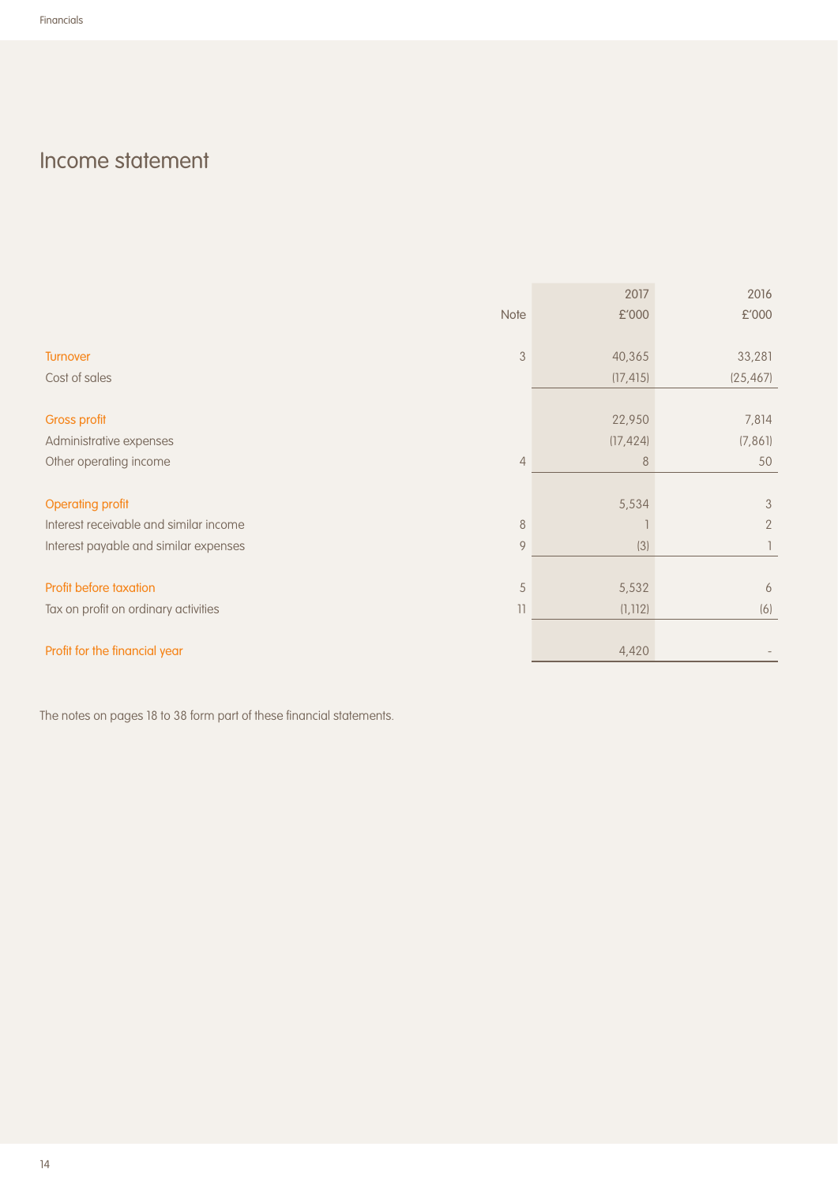# Income statement

| | Note | 2017<br>£'000 | 2016<br>£'000 |
|---|---|---|---|
| Turnover | 3 | 40,365 | 33,281 |
| Cost of sales | | (17,415) | (25,467) |
| Gross profit | | 22,950 | 7,814 |
| Administrative expenses | | (17,424) | (7,861) |
| Other operating income | 4 | 8 | 50 |
| Operating profit | | 5,534 | 3 |
| Interest receivable and similar income | 8 | 1 | 2 |
| Interest payable and similar expenses | 9 | (3) | 1 |
| Profit before taxation | 5 | 5,532 | 6 |
| Tax on profit on ordinary activities | 11 | (1,112) | (6) |
| Profit for the financial year | | 4,420 | - |

The notes on pages 18 to 38 form part of these financial statements.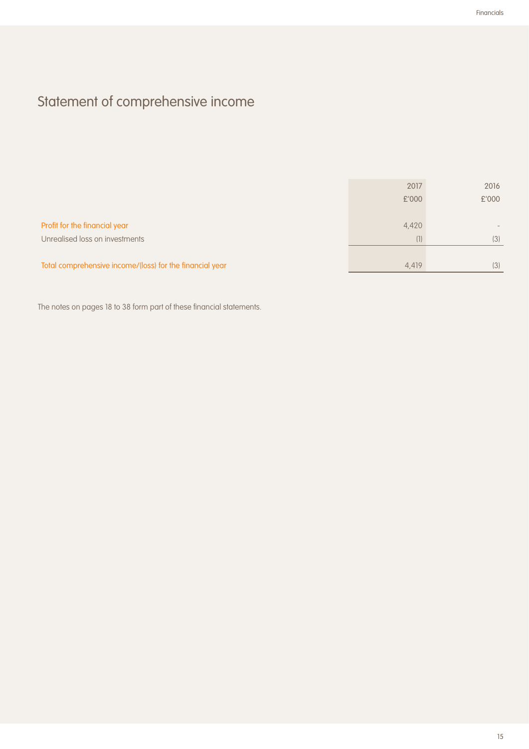# Statement of comprehensive income

| | 2017<br>£'000 | 2016<br>£'000 |
|---|---|---|
| Profit for the financial year | 4,420 | - |
| Unrealised loss on investments | (1) | (3) |
| Total comprehensive income/(loss) for the financial year | 4,419 | (3) |

The notes on pages 18 to 38 form part of these financial statements.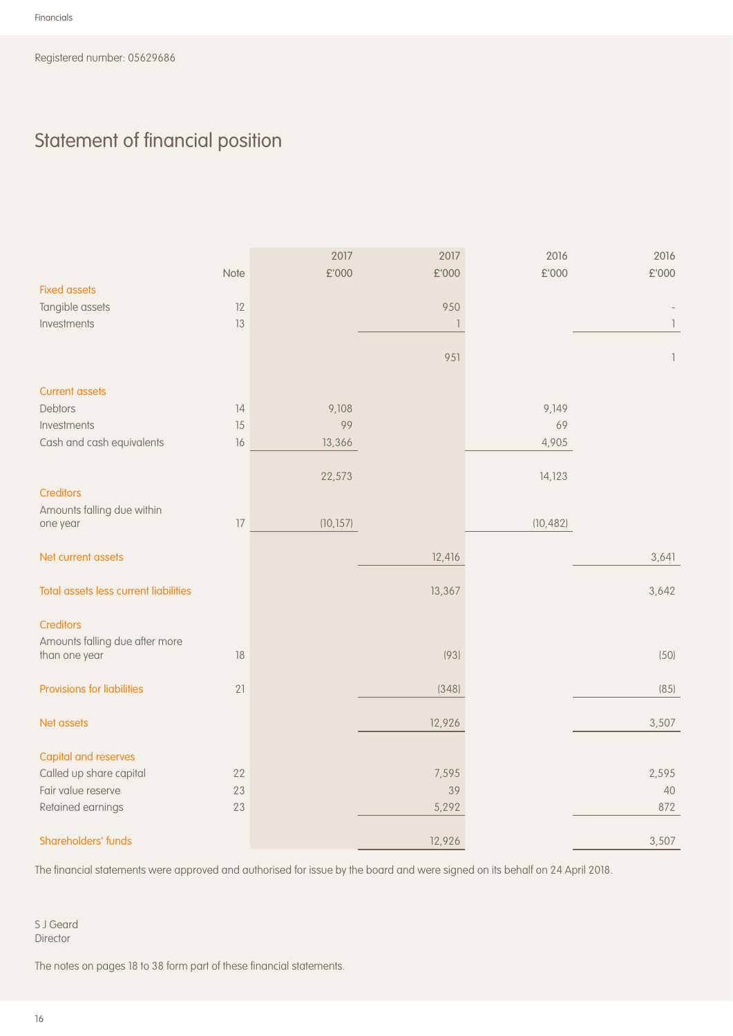Registered number: 05629686

# Statement of financial position

| | Note | 2017 £'000 | 2017 £'000 | 2016 £'000 | 2016 £'000 |
|---|---|---|---|---|---|
| **Fixed assets** | | | | | |
| Tangible assets | 12 | | 950 | | - |
| Investments | 13 | | 1 | | 1 |
| | | | 951 | | 1 |
| **Current assets** | | | | | |
| Debtors | 14 | 9,108 | | 9,149 | |
| Investments | 15 | 99 | | 69 | |
| Cash and cash equivalents | 16 | 13,366 | | 4,905 | |
| | | 22,573 | | 14,123 | |
| **Creditors** | | | | | |
| Amounts falling due within one year | 17 | (10,157) | | (10,482) | |
| **Net current assets** | | | 12,416 | | 3,641 |
| **Total assets less current liabilities** | | | 13,367 | | 3,642 |
| **Creditors** | | | | | |
| Amounts falling due after more than one year | 18 | | (93) | | (50) |
| **Provisions for liabilities** | 21 | | (348) | | (85) |
| **Net assets** | | | 12,926 | | 3,507 |
| **Capital and reserves** | | | | | |
| Called up share capital | 22 | | 7,595 | | 2,595 |
| Fair value reserve | 23 | | 39 | | 40 |
| Retained earnings | 23 | | 5,292 | | 872 |
| **Shareholders' funds** | | | 12,926 | | 3,507 |

The financial statements were approved and authorised for issue by the board and were signed on its behalf on 24 April 2018.

S J Geard
Director

The notes on pages 18 to 38 form part of these financial statements.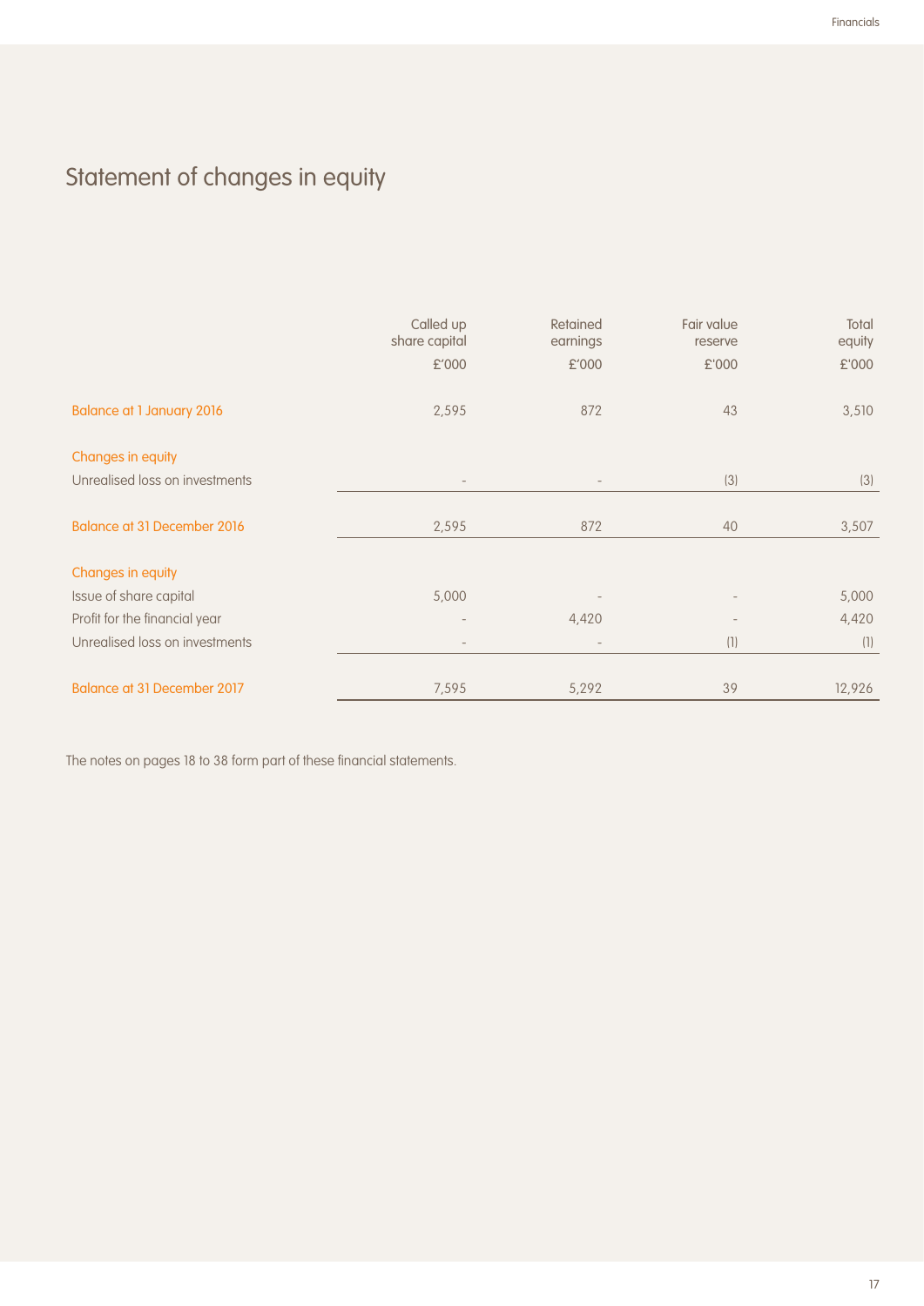# Statement of changes in equity

| | Called up share capital £'000 | Retained earnings £'000 | Fair value reserve £'000 | Total equity £'000 |
|---|---|---|---|---|
| Balance at 1 January 2016 | 2,595 | 872 | 43 | 3,510 |
| Changes in equity | | | | |
| Unrealised loss on investments | - | - | (3) | (3) |
| Balance at 31 December 2016 | 2,595 | 872 | 40 | 3,507 |
| Changes in equity | | | | |
| Issue of share capital | 5,000 | - | - | 5,000 |
| Profit for the financial year | - | 4,420 | - | 4,420 |
| Unrealised loss on investments | - | - | (1) | (1) |
| Balance at 31 December 2017 | 7,595 | 5,292 | 39 | 12,926 |

The notes on pages 18 to 38 form part of these financial statements.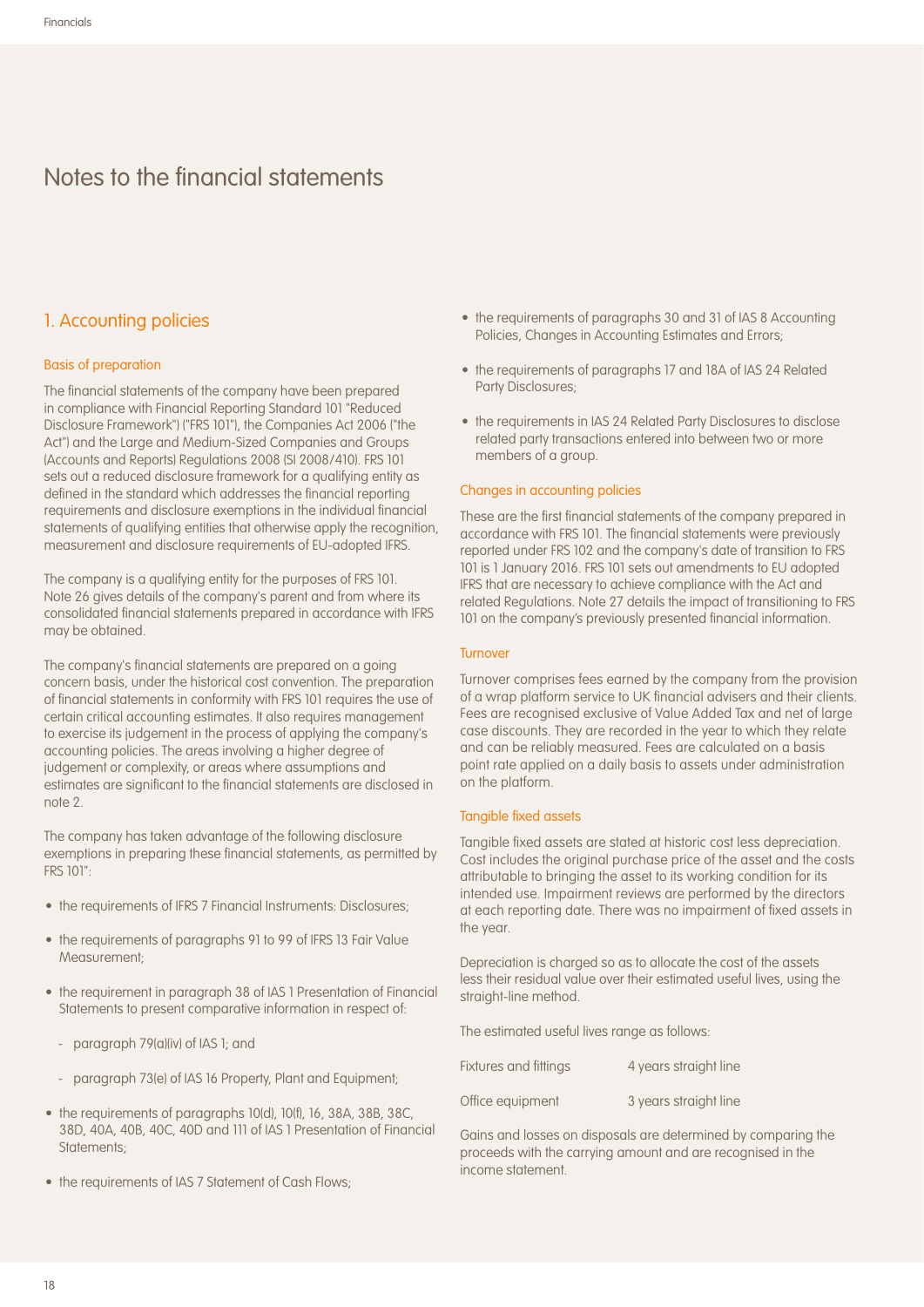# Notes to the financial statements

## 1. Accounting policies

### Basis of preparation

The financial statements of the company have been prepared in compliance with Financial Reporting Standard 101 "Reduced Disclosure Framework") ("FRS 101"), the Companies Act 2006 ("the Act") and the Large and Medium-Sized Companies and Groups (Accounts and Reports) Regulations 2008 (SI 2008/410). FRS 101 sets out a reduced disclosure framework for a qualifying entity as defined in the standard which addresses the financial reporting requirements and disclosure exemptions in the individual financial statements of qualifying entities that otherwise apply the recognition, measurement and disclosure requirements of EU-adopted IFRS.

The company is a qualifying entity for the purposes of FRS 101. Note 26 gives details of the company's parent and from where its consolidated financial statements prepared in accordance with IFRS may be obtained.

The company's financial statements are prepared on a going concern basis, under the historical cost convention. The preparation of financial statements in conformity with FRS 101 requires the use of certain critical accounting estimates. It also requires management to exercise its judgement in the process of applying the company's accounting policies. The areas involving a higher degree of judgement or complexity, or areas where assumptions and estimates are significant to the financial statements are disclosed in note 2.

The company has taken advantage of the following disclosure exemptions in preparing these financial statements, as permitted by FRS 101":

- the requirements of IFRS 7 Financial Instruments: Disclosures;
- the requirements of paragraphs 91 to 99 of IFRS 13 Fair Value Measurement;
- the requirement in paragraph 38 of IAS 1 Presentation of Financial Statements to present comparative information in respect of:
  - paragraph 79(a)(iv) of IAS 1; and
  - paragraph 73(e) of IAS 16 Property, Plant and Equipment;
- the requirements of paragraphs 10(d), 10(f), 16, 38A, 38B, 38C, 38D, 40A, 40B, 40C, 40D and 111 of IAS 1 Presentation of Financial Statements;
- the requirements of IAS 7 Statement of Cash Flows;
- the requirements of paragraphs 30 and 31 of IAS 8 Accounting Policies, Changes in Accounting Estimates and Errors;
- the requirements of paragraphs 17 and 18A of IAS 24 Related Party Disclosures;
- the requirements in IAS 24 Related Party Disclosures to disclose related party transactions entered into between two or more members of a group.

### Changes in accounting policies

These are the first financial statements of the company prepared in accordance with FRS 101. The financial statements were previously reported under FRS 102 and the company's date of transition to FRS 101 is 1 January 2016. FRS 101 sets out amendments to EU adopted IFRS that are necessary to achieve compliance with the Act and related Regulations. Note 27 details the impact of transitioning to FRS 101 on the company's previously presented financial information.

### Turnover

Turnover comprises fees earned by the company from the provision of a wrap platform service to UK financial advisers and their clients. Fees are recognised exclusive of Value Added Tax and net of large case discounts. They are recorded in the year to which they relate and can be reliably measured. Fees are calculated on a basis point rate applied on a daily basis to assets under administration on the platform.

### Tangible fixed assets

Tangible fixed assets are stated at historic cost less depreciation. Cost includes the original purchase price of the asset and the costs attributable to bringing the asset to its working condition for its intended use. Impairment reviews are performed by the directors at each reporting date. There was no impairment of fixed assets in the year.

Depreciation is charged so as to allocate the cost of the assets less their residual value over their estimated useful lives, using the straight-line method.

The estimated useful lives range as follows:

| | |
|---|---|
| Fixtures and fittings | 4 years straight line |
| Office equipment | 3 years straight line |

Gains and losses on disposals are determined by comparing the proceeds with the carrying amount and are recognised in the income statement.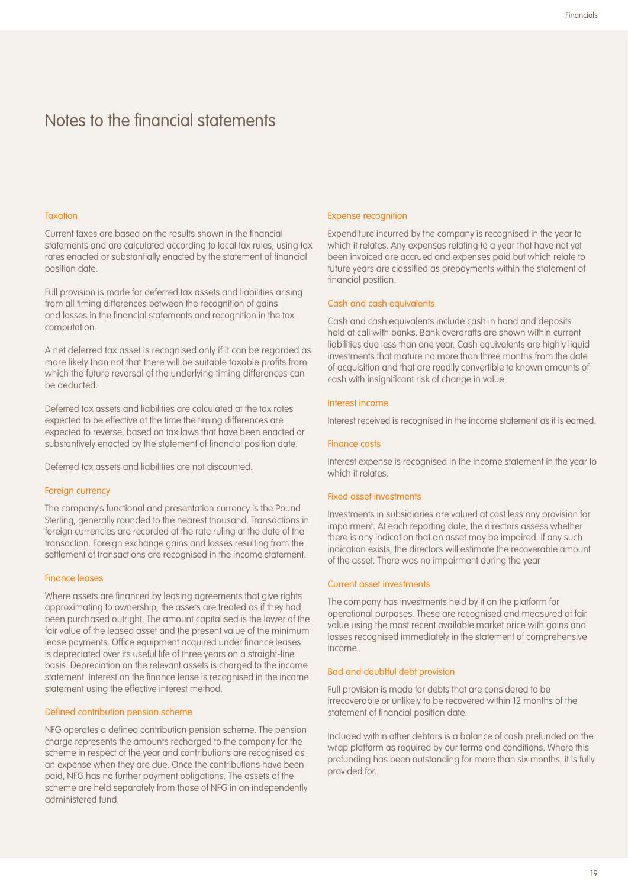# Notes to the financial statements

### Taxation

Current taxes are based on the results shown in the financial statements and are calculated according to local tax rules, using tax rates enacted or substantially enacted by the statement of financial position date.

Full provision is made for deferred tax assets and liabilities arising from all timing differences between the recognition of gains and losses in the financial statements and recognition in the tax computation.

A net deferred tax asset is recognised only if it can be regarded as more likely than not that there will be suitable taxable profits from which the future reversal of the underlying timing differences can be deducted.

Deferred tax assets and liabilities are calculated at the tax rates expected to be effective at the time the timing differences are expected to reverse, based on tax laws that have been enacted or substantively enacted by the statement of financial position date.

Deferred tax assets and liabilities are not discounted.

### Foreign currency

The company's functional and presentation currency is the Pound Sterling, generally rounded to the nearest thousand. Transactions in foreign currencies are recorded at the rate ruling at the date of the transaction. Foreign exchange gains and losses resulting from the settlement of transactions are recognised in the income statement.

### Finance leases

Where assets are financed by leasing agreements that give rights approximating to ownership, the assets are treated as if they had been purchased outright. The amount capitalised is the lower of the fair value of the leased asset and the present value of the minimum lease payments. Office equipment acquired under finance leases is depreciated over its useful life of three years on a straight-line basis. Depreciation on the relevant assets is charged to the income statement. Interest on the finance lease is recognised in the income statement using the effective interest method.

### Defined contribution pension scheme

NFG operates a defined contribution pension scheme. The pension charge represents the amounts recharged to the company for the scheme in respect of the year and contributions are recognised as an expense when they are due. Once the contributions have been paid, NFG has no further payment obligations. The assets of the scheme are held separately from those of NFG in an independently administered fund.

### Expense recognition

Expenditure incurred by the company is recognised in the year to which it relates. Any expenses relating to a year that have not yet been invoiced are accrued and expenses paid but which relate to future years are classified as prepayments within the statement of financial position.

### Cash and cash equivalents

Cash and cash equivalents include cash in hand and deposits held at call with banks. Bank overdrafts are shown within current liabilities due less than one year. Cash equivalents are highly liquid investments that mature no more than three months from the date of acquisition and that are readily convertible to known amounts of cash with insignificant risk of change in value.

### Interest income

Interest received is recognised in the income statement as it is earned.

### Finance costs

Interest expense is recognised in the income statement in the year to which it relates.

### Fixed asset investments

Investments in subsidiaries are valued at cost less any provision for impairment. At each reporting date, the directors assess whether there is any indication that an asset may be impaired. If any such indication exists, the directors will estimate the recoverable amount of the asset. There was no impairment during the year

### Current asset investments

The company has investments held by it on the platform for operational purposes. These are recognised and measured at fair value using the most recent available market price with gains and losses recognised immediately in the statement of comprehensive income.

### Bad and doubtful debt provision

Full provision is made for debts that are considered to be irrecoverable or unlikely to be recovered within 12 months of the statement of financial position date.

Included within other debtors is a balance of cash prefunded on the wrap platform as required by our terms and conditions. Where this prefunding has been outstanding for more than six months, it is fully provided for.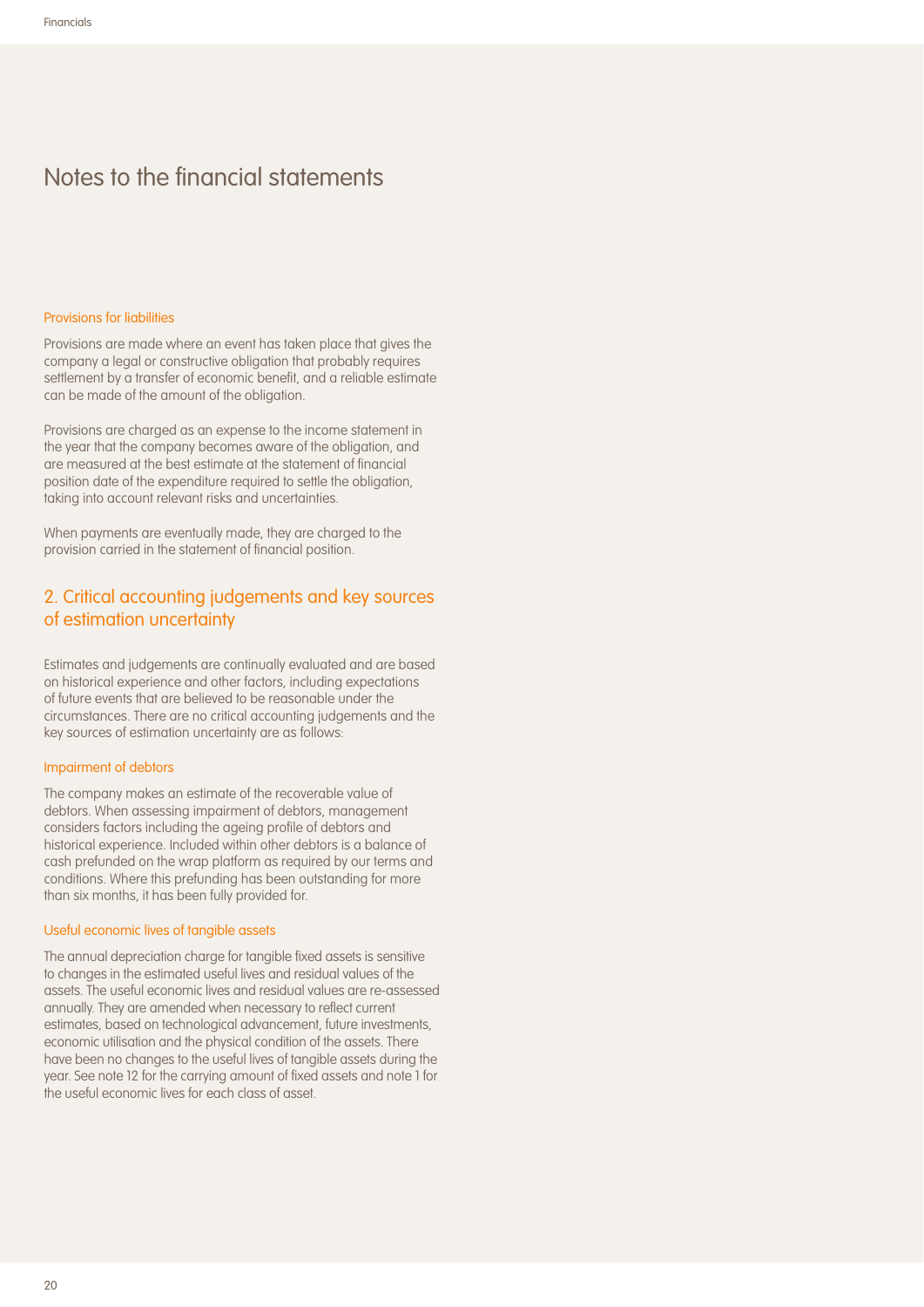# Notes to the financial statements

### Provisions for liabilities

Provisions are made where an event has taken place that gives the company a legal or constructive obligation that probably requires settlement by a transfer of economic benefit, and a reliable estimate can be made of the amount of the obligation.

Provisions are charged as an expense to the income statement in the year that the company becomes aware of the obligation, and are measured at the best estimate at the statement of financial position date of the expenditure required to settle the obligation, taking into account relevant risks and uncertainties.

When payments are eventually made, they are charged to the provision carried in the statement of financial position.

## 2. Critical accounting judgements and key sources of estimation uncertainty

Estimates and judgements are continually evaluated and are based on historical experience and other factors, including expectations of future events that are believed to be reasonable under the circumstances. There are no critical accounting judgements and the key sources of estimation uncertainty are as follows:

### Impairment of debtors

The company makes an estimate of the recoverable value of debtors. When assessing impairment of debtors, management considers factors including the ageing profile of debtors and historical experience. Included within other debtors is a balance of cash prefunded on the wrap platform as required by our terms and conditions. Where this prefunding has been outstanding for more than six months, it has been fully provided for.

### Useful economic lives of tangible assets

The annual depreciation charge for tangible fixed assets is sensitive to changes in the estimated useful lives and residual values of the assets. The useful economic lives and residual values are re-assessed annually. They are amended when necessary to reflect current estimates, based on technological advancement, future investments, economic utilisation and the physical condition of the assets. There have been no changes to the useful lives of tangible assets during the year. See note 12 for the carrying amount of fixed assets and note 1 for the useful economic lives for each class of asset.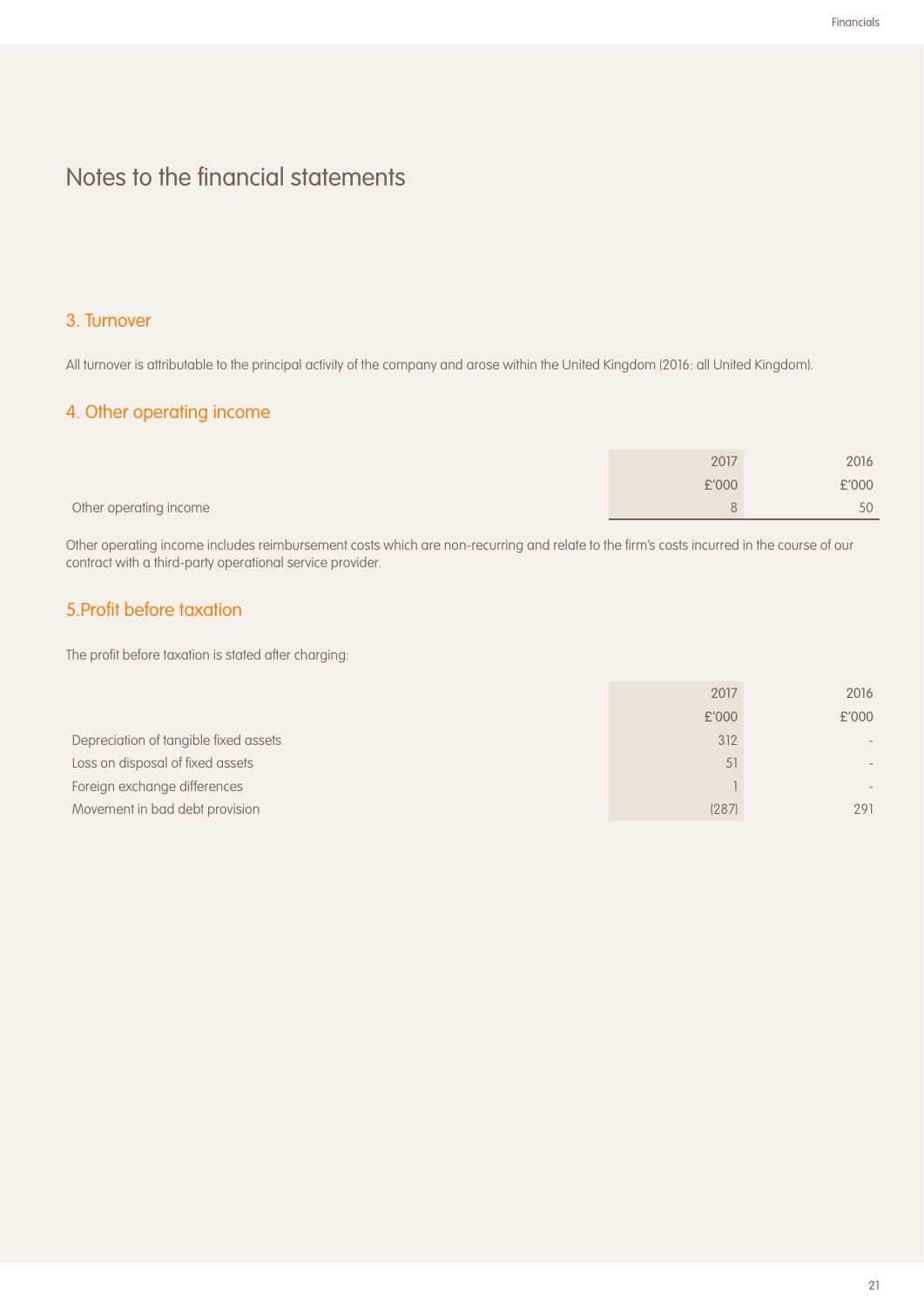# Notes to the financial statements

## 3. Turnover

All turnover is attributable to the principal activity of the company and arose within the United Kingdom (2016: all United Kingdom).

## 4. Other operating income

| | 2017 | 2016 |
|---|---|---|
| | £'000 | £'000 |
| Other operating income | 8 | 50 |

Other operating income includes reimbursement costs which are non-recurring and relate to the firm's costs incurred in the course of our contract with a third-party operational service provider.

## 5.Profit before taxation

The profit before taxation is stated after charging:

| | 2017 | 2016 |
|---|---|---|
| | £'000 | £'000 |
| Depreciation of tangible fixed assets | 312 | - |
| Loss on disposal of fixed assets | 51 | - |
| Foreign exchange differences | 1 | - |
| Movement in bad debt provision | (287) | 291 |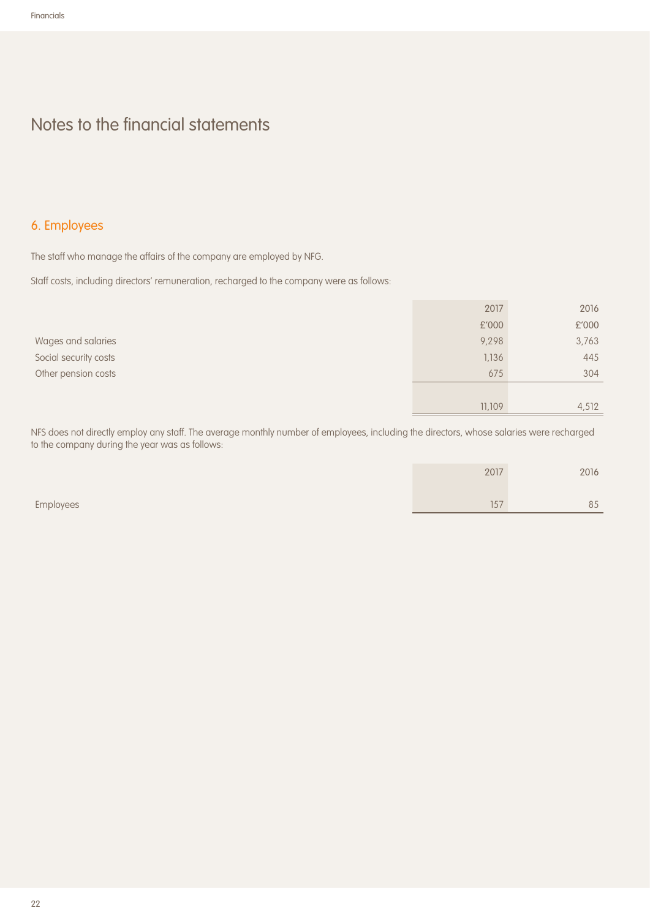# Notes to the financial statements

## 6. Employees

The staff who manage the affairs of the company are employed by NFG.

Staff costs, including directors' remuneration, recharged to the company were as follows:

| | 2017 | 2016 |
|---|---|---|
| | £'000 | £'000 |
| Wages and salaries | 9,298 | 3,763 |
| Social security costs | 1,136 | 445 |
| Other pension costs | 675 | 304 |
| | 11,109 | 4,512 |

NFS does not directly employ any staff. The average monthly number of employees, including the directors, whose salaries were recharged to the company during the year was as follows:

| | 2017 | 2016 |
|---|---|---|
| Employees | 157 | 85 |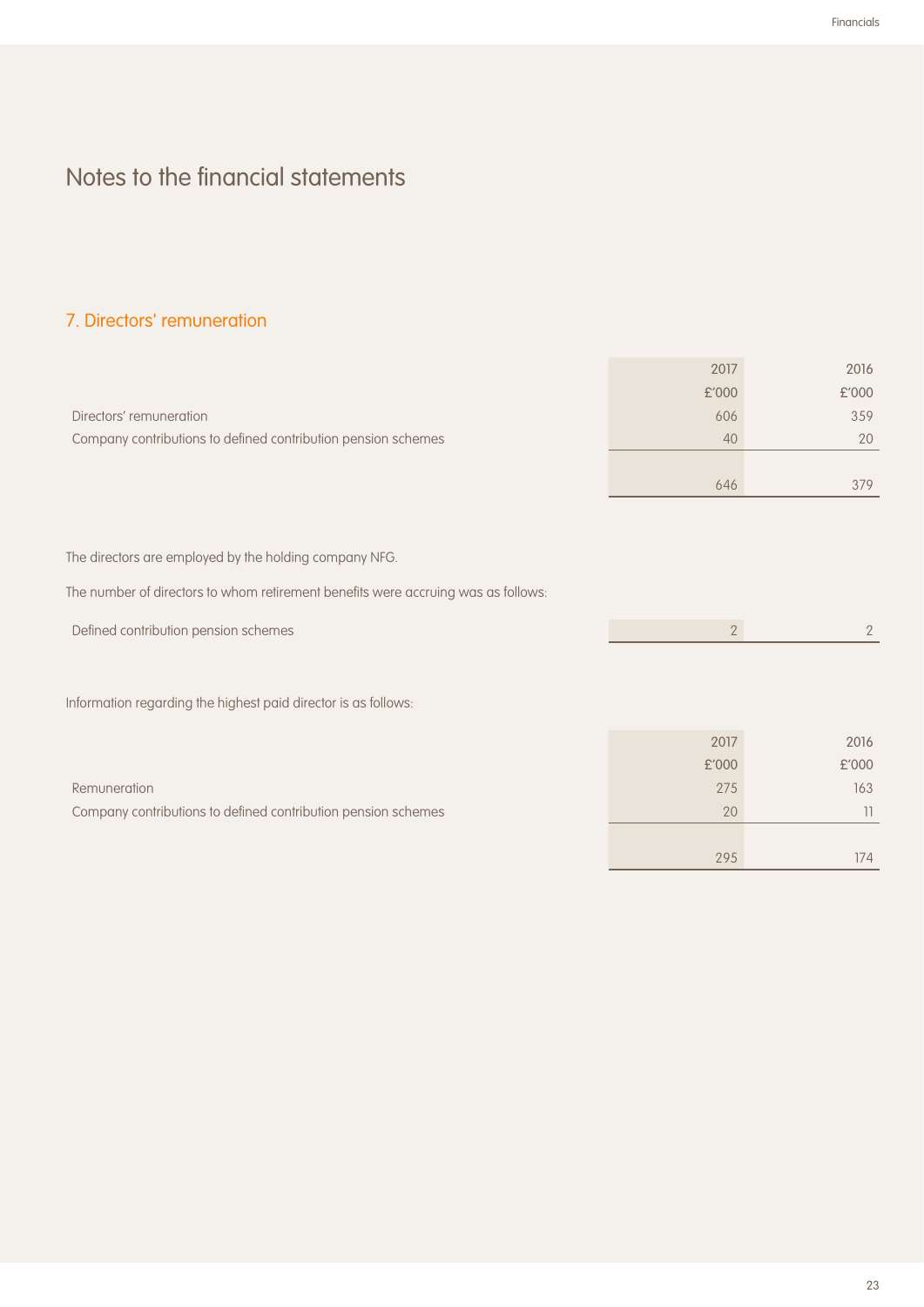# Notes to the financial statements

## 7. Directors' remuneration

| | 2017 | 2016 |
|---|---|---|
| | £'000 | £'000 |
| Directors' remuneration | 606 | 359 |
| Company contributions to defined contribution pension schemes | 40 | 20 |
| | 646 | 379 |

The directors are employed by the holding company NFG.

The number of directors to whom retirement benefits were accruing was as follows:

| | 2017 | 2016 |
|---|---|---|
| Defined contribution pension schemes | 2 | 2 |

Information regarding the highest paid director is as follows:

| | 2017 | 2016 |
|---|---|---|
| | £'000 | £'000 |
| Remuneration | 275 | 163 |
| Company contributions to defined contribution pension schemes | 20 | 11 |
| | 295 | 174 |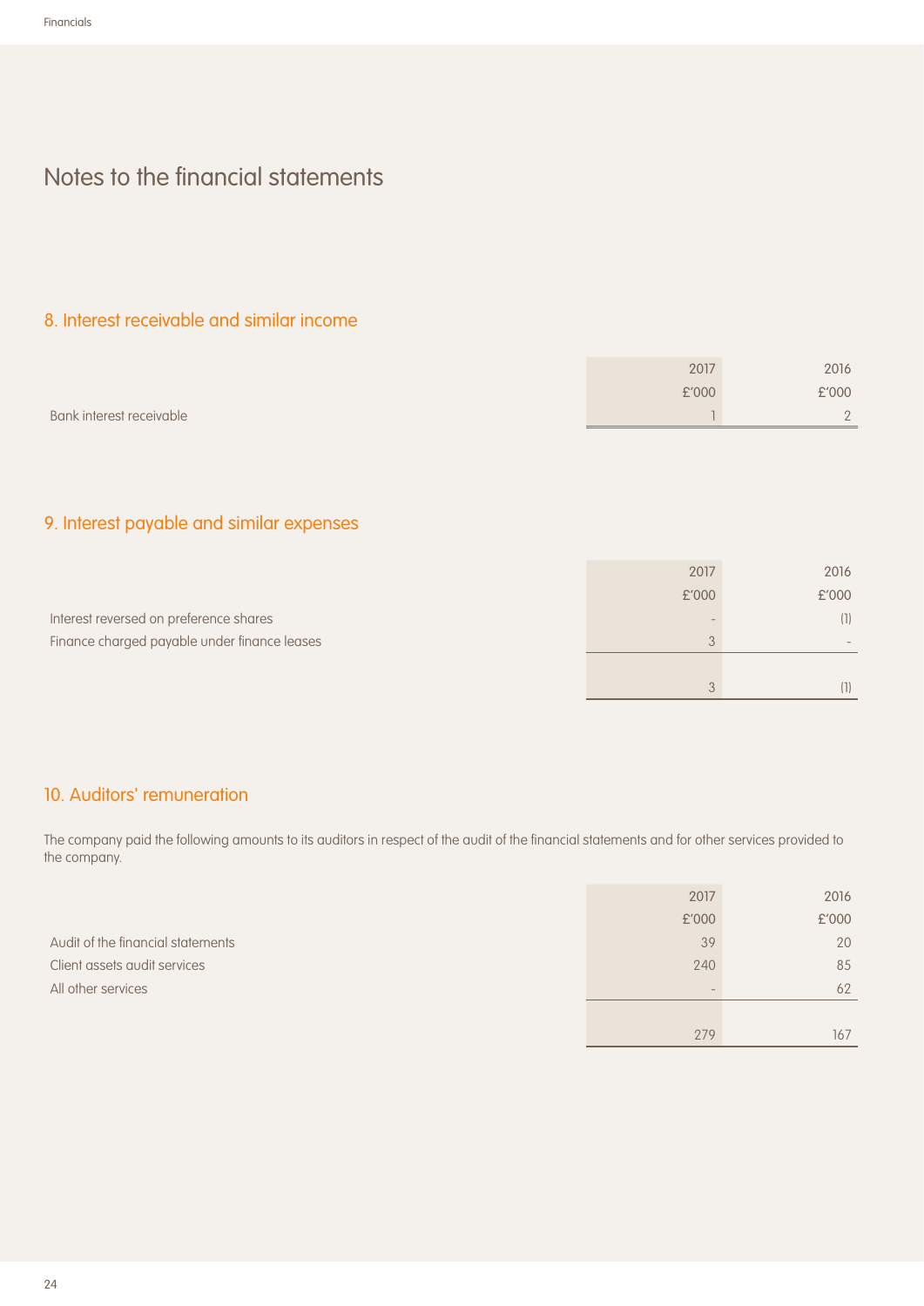# Notes to the financial statements

## 8. Interest receivable and similar income

| | 2017 | 2016 |
|---|---|---|
| | £'000 | £'000 |
| Bank interest receivable | 1 | 2 |

## 9. Interest payable and similar expenses

| | 2017 | 2016 |
|---|---|---|
| | £'000 | £'000 |
| Interest reversed on preference shares | - | (1) |
| Finance charged payable under finance leases | 3 | - |
| | 3 | (1) |

## 10. Auditors' remuneration

The company paid the following amounts to its auditors in respect of the audit of the financial statements and for other services provided to the company.

| | 2017 | 2016 |
|---|---|---|
| | £'000 | £'000 |
| Audit of the financial statements | 39 | 20 |
| Client assets audit services | 240 | 85 |
| All other services | - | 62 |
| | 279 | 167 |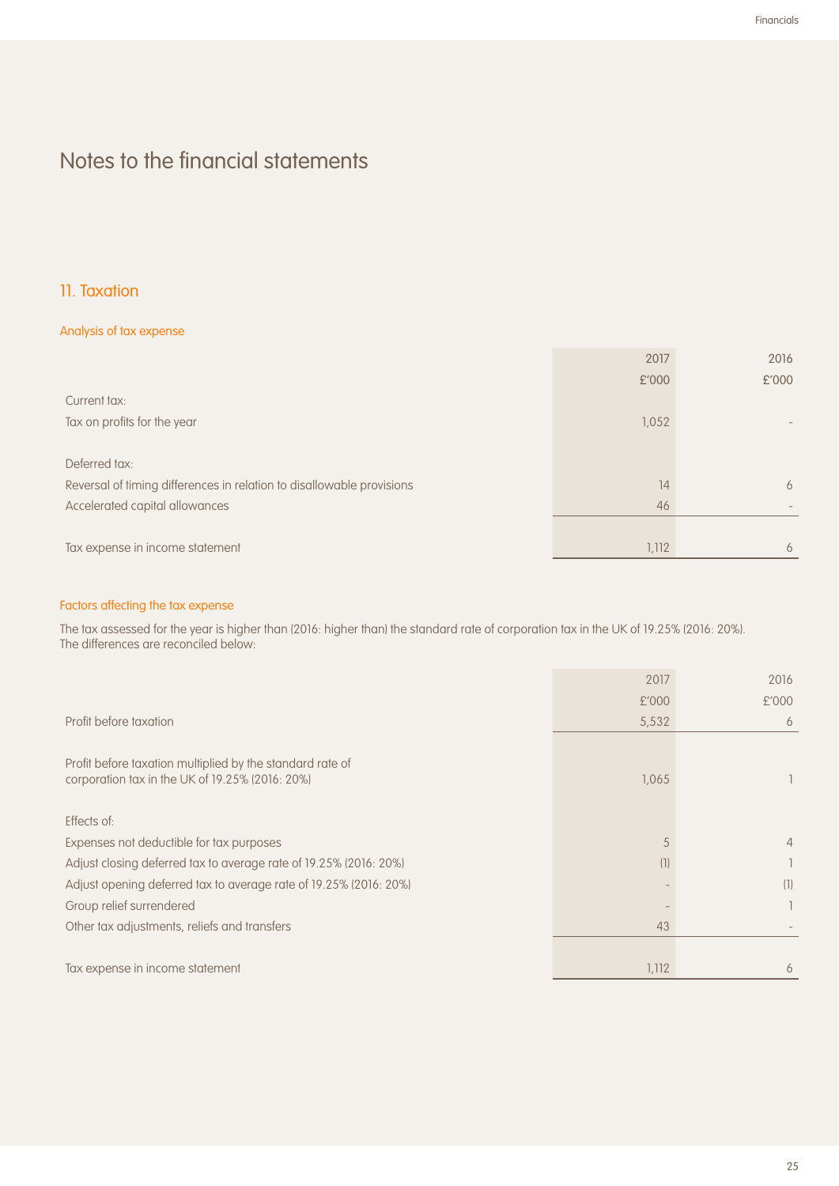# Notes to the financial statements

## 11. Taxation

### Analysis of tax expense

| | 2017 £'000 | 2016 £'000 |
|---|---|---|
| Current tax: | | |
| Tax on profits for the year | 1,052 | - |
| | | |
| Deferred tax: | | |
| Reversal of timing differences in relation to disallowable provisions | 14 | 6 |
| Accelerated capital allowances | 46 | - |
| | | |
| Tax expense in income statement | 1,112 | 6 |

### Factors affecting the tax expense

The tax assessed for the year is higher than (2016: higher than) the standard rate of corporation tax in the UK of 19.25% (2016: 20%). The differences are reconciled below:

| | 2017 £'000 | 2016 £'000 |
|---|---|---|
| Profit before taxation | 5,532 | 6 |
| | | |
| Profit before taxation multiplied by the standard rate of corporation tax in the UK of 19.25% (2016: 20%) | 1,065 | 1 |
| | | |
| Effects of: | | |
| Expenses not deductible for tax purposes | 5 | 4 |
| Adjust closing deferred tax to average rate of 19.25% (2016: 20%) | (1) | 1 |
| Adjust opening deferred tax to average rate of 19.25% (2016: 20%) | - | (1) |
| Group relief surrendered | - | 1 |
| Other tax adjustments, reliefs and transfers | 43 | - |
| | | |
| Tax expense in income statement | 1,112 | 6 |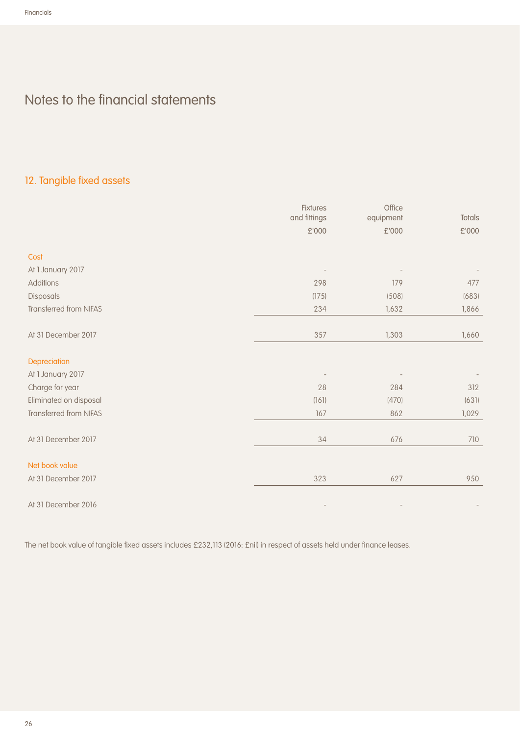# Notes to the financial statements

## 12. Tangible fixed assets

| | Fixtures and fittings £'000 | Office equipment £'000 | Totals £'000 |
|---|---|---|---|
| **Cost** | | | |
| At 1 January 2017 | - | - | - |
| Additions | 298 | 179 | 477 |
| Disposals | (175) | (508) | (683) |
| Transferred from NIFAS | 234 | 1,632 | 1,866 |
| At 31 December 2017 | 357 | 1,303 | 1,660 |
| **Depreciation** | | | |
| At 1 January 2017 | - | - | - |
| Charge for year | 28 | 284 | 312 |
| Eliminated on disposal | (161) | (470) | (631) |
| Transferred from NIFAS | 167 | 862 | 1,029 |
| At 31 December 2017 | 34 | 676 | 710 |
| **Net book value** | | | |
| At 31 December 2017 | 323 | 627 | 950 |
| At 31 December 2016 | - | - | - |

The net book value of tangible fixed assets includes £232,113 (2016: £nil) in respect of assets held under finance leases.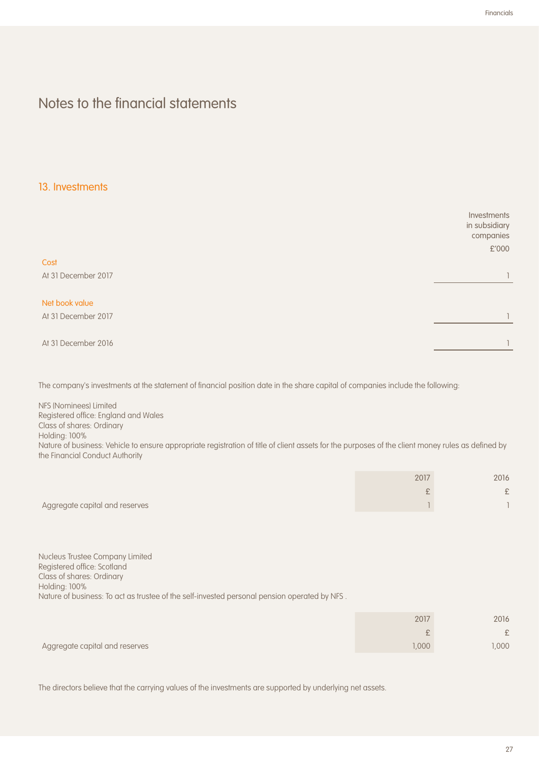# Notes to the financial statements

## 13. Investments

| | Investments in subsidiary companies £'000 |
|---|---|
| **Cost** | |
| At 31 December 2017 | 1 |
| **Net book value** | |
| At 31 December 2017 | 1 |
| At 31 December 2016 | 1 |

The company's investments at the statement of financial position date in the share capital of companies include the following:

NFS (Nominees) Limited
Registered office: England and Wales
Class of shares: Ordinary
Holding: 100%
Nature of business: Vehicle to ensure appropriate registration of title of client assets for the purposes of the client money rules as defined by the Financial Conduct Authority

| | 2017 £ | 2016 £ |
|---|---|---|
| Aggregate capital and reserves | 1 | 1 |

Nucleus Trustee Company Limited
Registered office: Scotland
Class of shares: Ordinary
Holding: 100%
Nature of business: To act as trustee of the self-invested personal pension operated by NFS .

| | 2017 £ | 2016 £ |
|---|---|---|
| Aggregate capital and reserves | 1,000 | 1,000 |

The directors believe that the carrying values of the investments are supported by underlying net assets.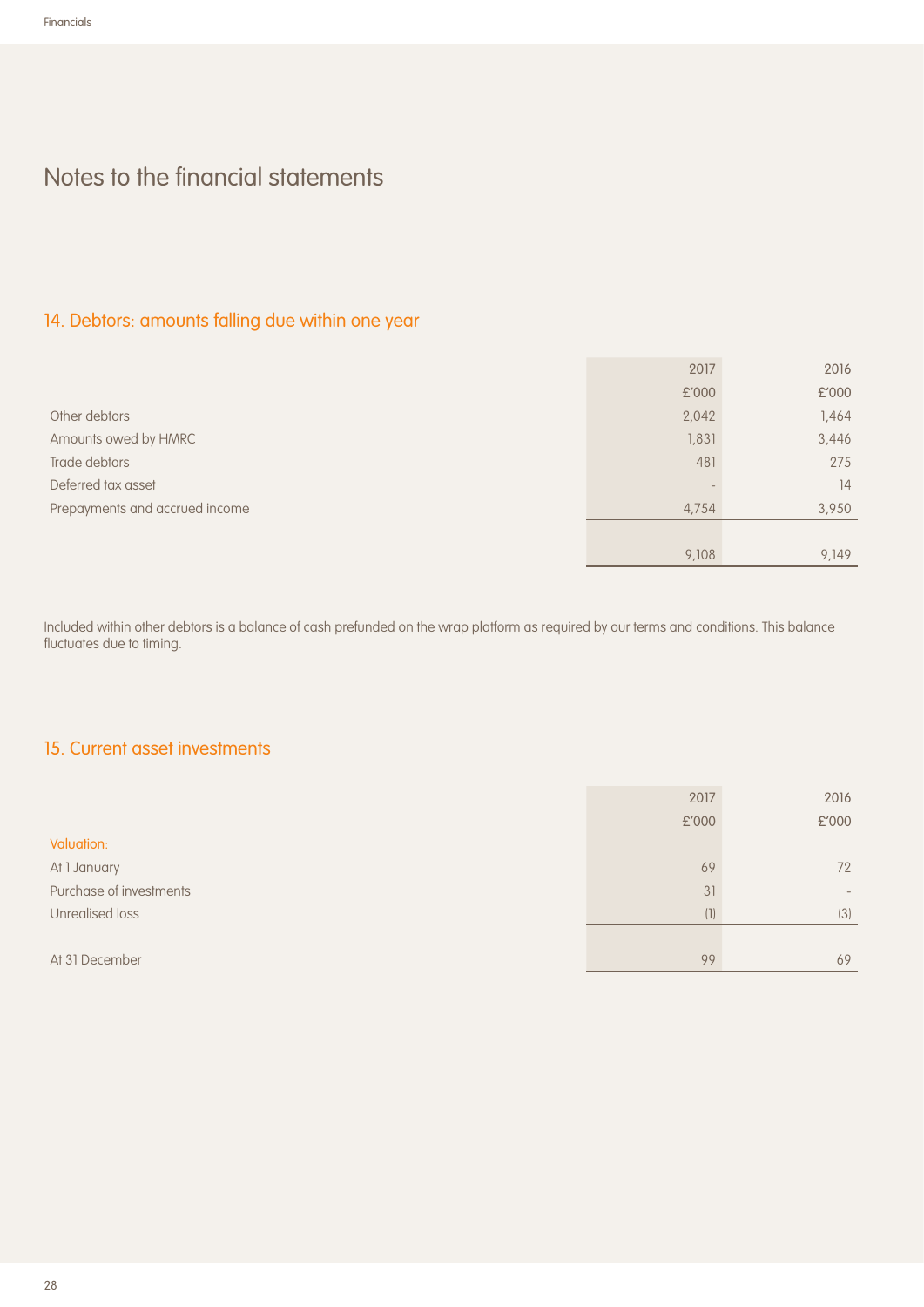# Notes to the financial statements

## 14. Debtors: amounts falling due within one year

| | 2017 | 2016 |
|---|---|---|
| | £'000 | £'000 |
| Other debtors | 2,042 | 1,464 |
| Amounts owed by HMRC | 1,831 | 3,446 |
| Trade debtors | 481 | 275 |
| Deferred tax asset | - | 14 |
| Prepayments and accrued income | 4,754 | 3,950 |
| | 9,108 | 9,149 |

Included within other debtors is a balance of cash prefunded on the wrap platform as required by our terms and conditions. This balance fluctuates due to timing.

## 15. Current asset investments

| | 2017 | 2016 |
|---|---|---|
| | £'000 | £'000 |
| Valuation: | | |
| At 1 January | 69 | 72 |
| Purchase of investments | 31 | - |
| Unrealised loss | (1) | (3) |
| At 31 December | 99 | 69 |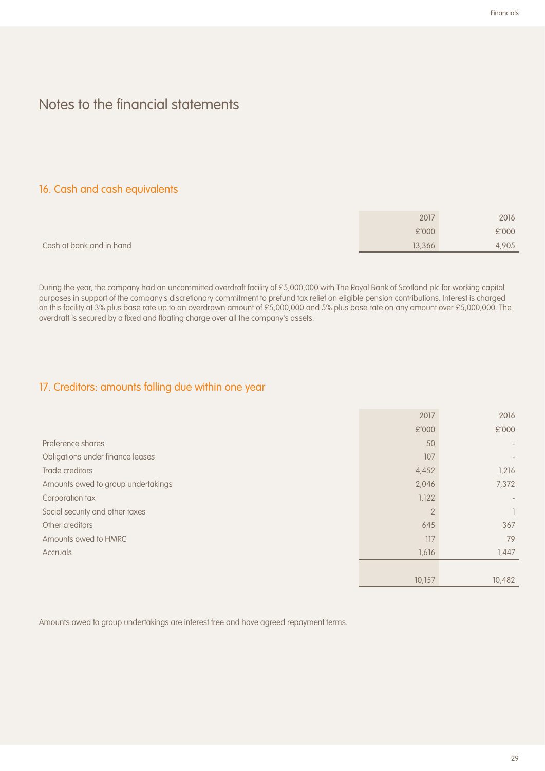# Notes to the financial statements

## 16. Cash and cash equivalents

| | 2017 | 2016 |
|---|---|---|
| | £'000 | £'000 |
| Cash at bank and in hand | 13,366 | 4,905 |

During the year, the company had an uncommitted overdraft facility of £5,000,000 with The Royal Bank of Scotland plc for working capital purposes in support of the company's discretionary commitment to prefund tax relief on eligible pension contributions. Interest is charged on this facility at 3% plus base rate up to an overdrawn amount of £5,000,000 and 5% plus base rate on any amount over £5,000,000. The overdraft is secured by a fixed and floating charge over all the company's assets.

## 17. Creditors: amounts falling due within one year

| | 2017 | 2016 |
|---|---|---|
| | £'000 | £'000 |
| Preference shares | 50 | - |
| Obligations under finance leases | 107 | - |
| Trade creditors | 4,452 | 1,216 |
| Amounts owed to group undertakings | 2,046 | 7,372 |
| Corporation tax | 1,122 | - |
| Social security and other taxes | 2 | 1 |
| Other creditors | 645 | 367 |
| Amounts owed to HMRC | 117 | 79 |
| Accruals | 1,616 | 1,447 |
| | 10,157 | 10,482 |

Amounts owed to group undertakings are interest free and have agreed repayment terms.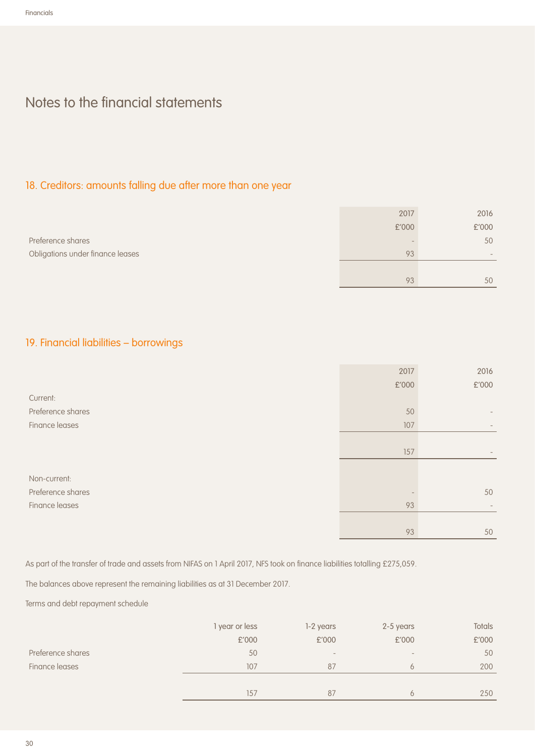# Notes to the financial statements

## 18. Creditors: amounts falling due after more than one year

| | 2017 | 2016 |
|---|---|---|
| | £'000 | £'000 |
| Preference shares | - | 50 |
| Obligations under finance leases | 93 | - |
| | 93 | 50 |

## 19. Financial liabilities – borrowings

| | 2017 | 2016 |
|---|---|---|
| | £'000 | £'000 |
| Current: | | |
| Preference shares | 50 | - |
| Finance leases | 107 | - |
| | 157 | - |
| Non-current: | | |
| Preference shares | - | 50 |
| Finance leases | 93 | - |
| | 93 | 50 |

As part of the transfer of trade and assets from NIFAS on 1 April 2017, NFS took on finance liabilities totalling £275,059.

The balances above represent the remaining liabilities as at 31 December 2017.

Terms and debt repayment schedule

| | 1 year or less | 1-2 years | 2-5 years | Totals |
|---|---|---|---|---|
| | £'000 | £'000 | £'000 | £'000 |
| Preference shares | 50 | - | - | 50 |
| Finance leases | 107 | 87 | 6 | 200 |
| | 157 | 87 | 6 | 250 |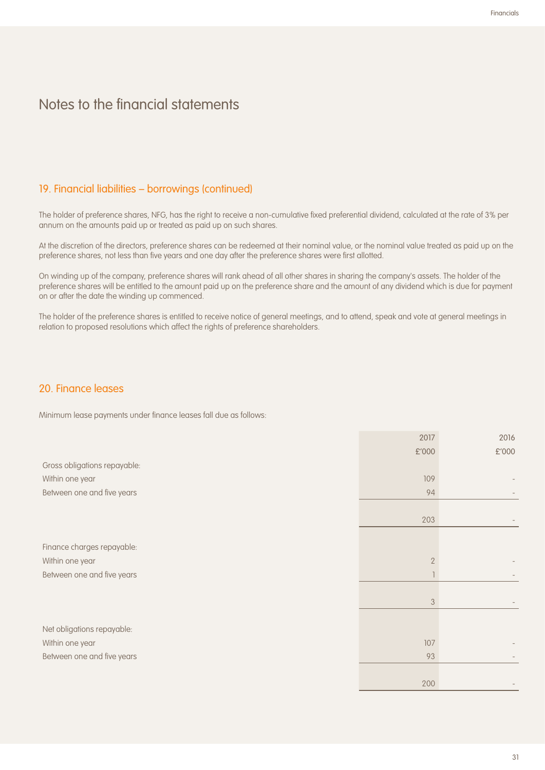## Notes to the financial statements

### 19. Financial liabilities – borrowings (continued)

The holder of preference shares, NFG, has the right to receive a non-cumulative fixed preferential dividend, calculated at the rate of 3% per annum on the amounts paid up or treated as paid up on such shares.

At the discretion of the directors, preference shares can be redeemed at their nominal value, or the nominal value treated as paid up on the preference shares, not less than five years and one day after the preference shares were first allotted.

On winding up of the company, preference shares will rank ahead of all other shares in sharing the company's assets. The holder of the preference shares will be entitled to the amount paid up on the preference share and the amount of any dividend which is due for payment on or after the date the winding up commenced.

The holder of the preference shares is entitled to receive notice of general meetings, and to attend, speak and vote at general meetings in relation to proposed resolutions which affect the rights of preference shareholders.

### 20. Finance leases

Minimum lease payments under finance leases fall due as follows:

| | 2017 £'000 | 2016 £'000 |
|---|---|---|
| Gross obligations repayable: | | |
| Within one year | 109 | - |
| Between one and five years | 94 | - |
| | 203 | - |
| Finance charges repayable: | | |
| Within one year | 2 | - |
| Between one and five years | 1 | - |
| | 3 | - |
| Net obligations repayable: | | |
| Within one year | 107 | - |
| Between one and five years | 93 | - |
| | 200 | - |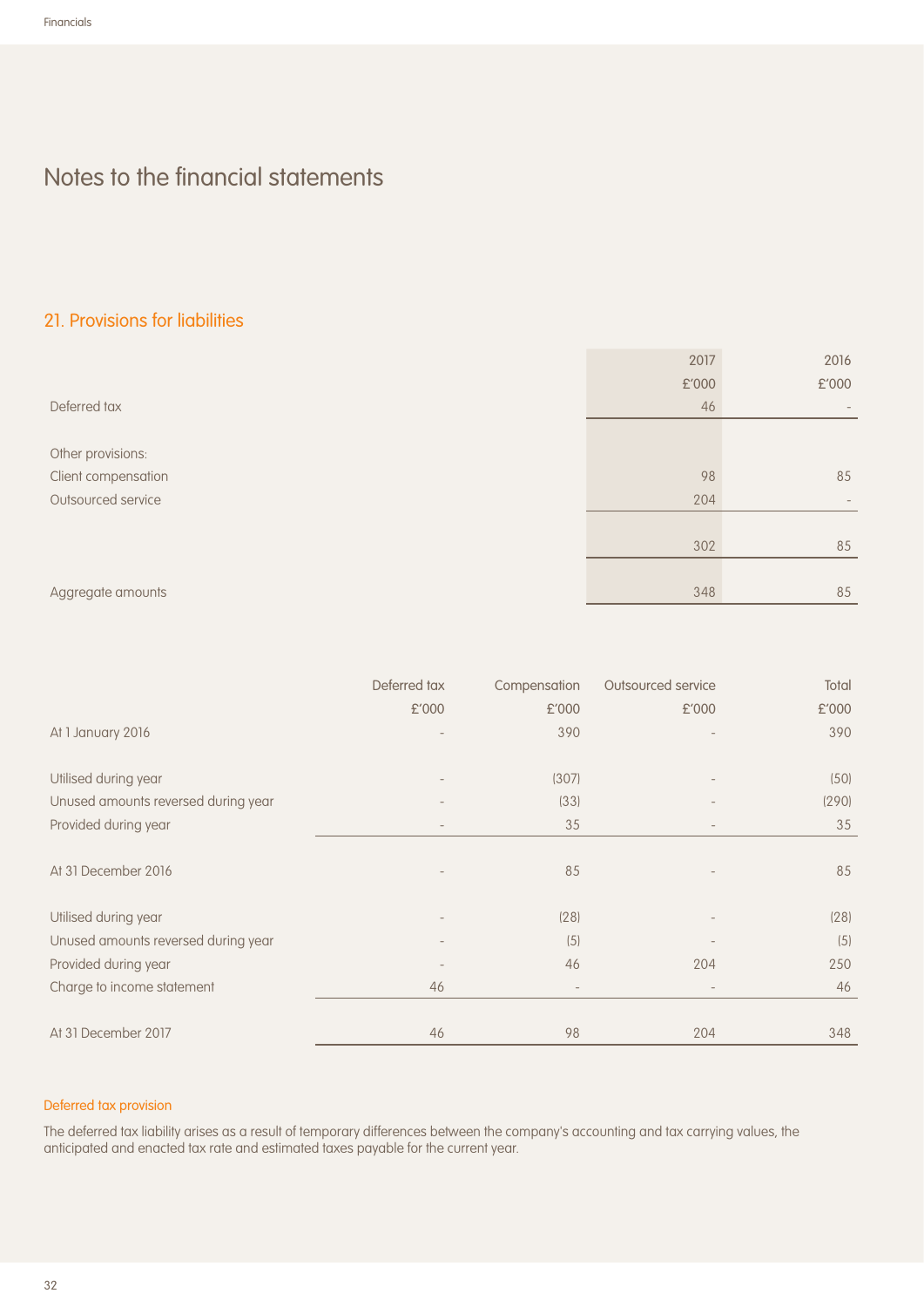# Notes to the financial statements

## 21. Provisions for liabilities

| | 2017 | 2016 |
|---|---|---|
| | £'000 | £'000 |
| Deferred tax | 46 | - |
| | | |
| Other provisions: | | |
| Client compensation | 98 | 85 |
| Outsourced service | 204 | - |
| | | |
| | 302 | 85 |
| | | |
| Aggregate amounts | 348 | 85 |

| | Deferred tax | Compensation | Outsourced service | Total |
|---|---|---|---|---|
| | £'000 | £'000 | £'000 | £'000 |
| At 1 January 2016 | - | 390 | - | 390 |
| | | | | |
| Utilised during year | - | (307) | - | (50) |
| Unused amounts reversed during year | - | (33) | - | (290) |
| Provided during year | - | 35 | - | 35 |
| | | | | |
| At 31 December 2016 | - | 85 | - | 85 |
| | | | | |
| Utilised during year | - | (28) | - | (28) |
| Unused amounts reversed during year | - | (5) | - | (5) |
| Provided during year | - | 46 | 204 | 250 |
| Charge to income statement | 46 | - | - | 46 |
| | | | | |
| At 31 December 2017 | 46 | 98 | 204 | 348 |

### Deferred tax provision

The deferred tax liability arises as a result of temporary differences between the company's accounting and tax carrying values, the anticipated and enacted tax rate and estimated taxes payable for the current year.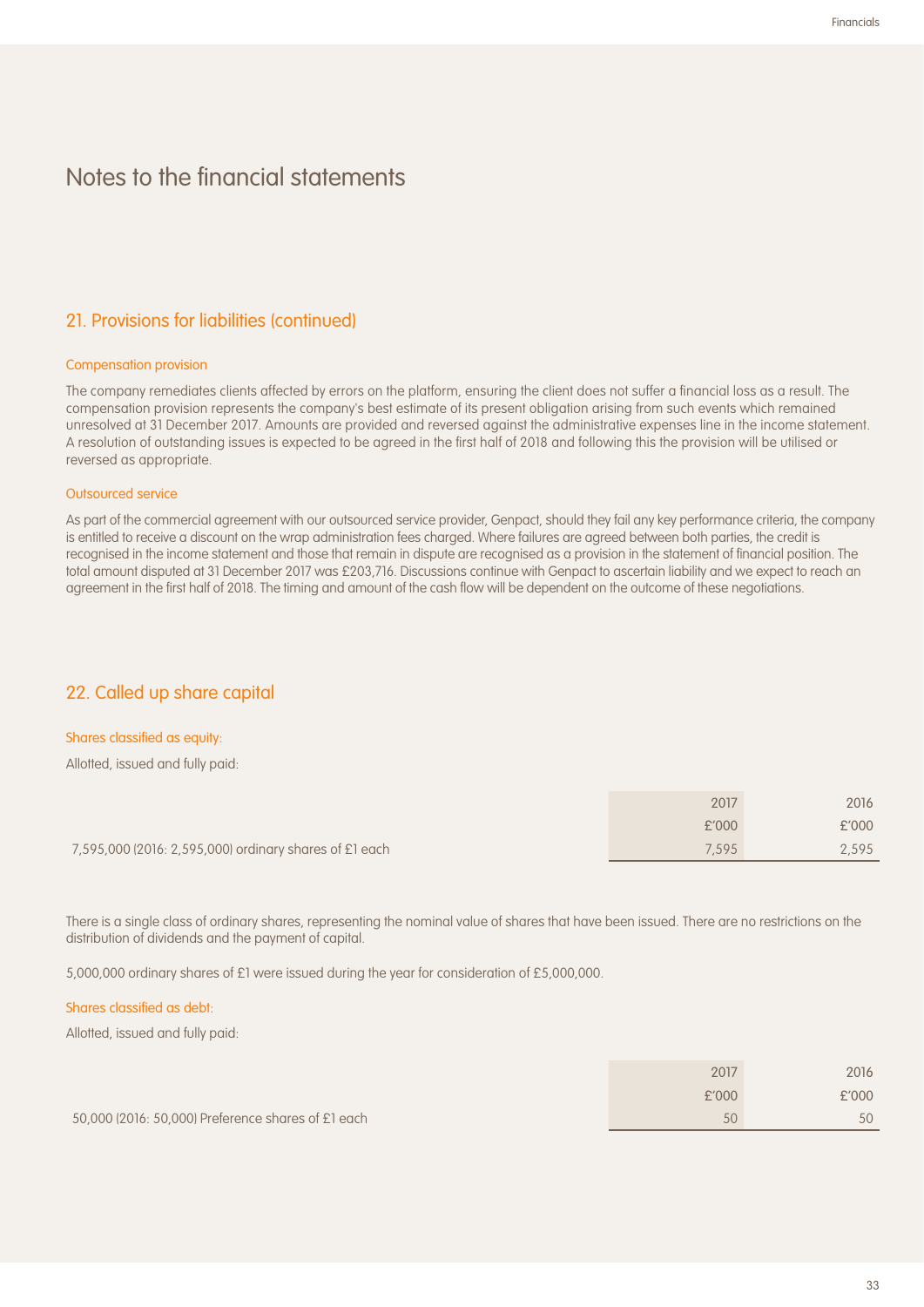# Notes to the financial statements

## 21. Provisions for liabilities (continued)

### Compensation provision

The company remediates clients affected by errors on the platform, ensuring the client does not suffer a financial loss as a result. The compensation provision represents the company's best estimate of its present obligation arising from such events which remained unresolved at 31 December 2017. Amounts are provided and reversed against the administrative expenses line in the income statement. A resolution of outstanding issues is expected to be agreed in the first half of 2018 and following this the provision will be utilised or reversed as appropriate.

### Outsourced service

As part of the commercial agreement with our outsourced service provider, Genpact, should they fail any key performance criteria, the company is entitled to receive a discount on the wrap administration fees charged. Where failures are agreed between both parties, the credit is recognised in the income statement and those that remain in dispute are recognised as a provision in the statement of financial position. The total amount disputed at 31 December 2017 was £203,716. Discussions continue with Genpact to ascertain liability and we expect to reach an agreement in the first half of 2018. The timing and amount of the cash flow will be dependent on the outcome of these negotiations.

## 22. Called up share capital

### Shares classified as equity:

Allotted, issued and fully paid:

| | 2017 | 2016 |
|---|---|---|
| | £'000 | £'000 |
| 7,595,000 (2016: 2,595,000) ordinary shares of £1 each | 7,595 | 2,595 |

There is a single class of ordinary shares, representing the nominal value of shares that have been issued. There are no restrictions on the distribution of dividends and the payment of capital.

5,000,000 ordinary shares of £1 were issued during the year for consideration of £5,000,000.

### Shares classified as debt:

Allotted, issued and fully paid:

| | 2017 | 2016 |
|---|---|---|
| | £'000 | £'000 |
| 50,000 (2016: 50,000) Preference shares of £1 each | 50 | 50 |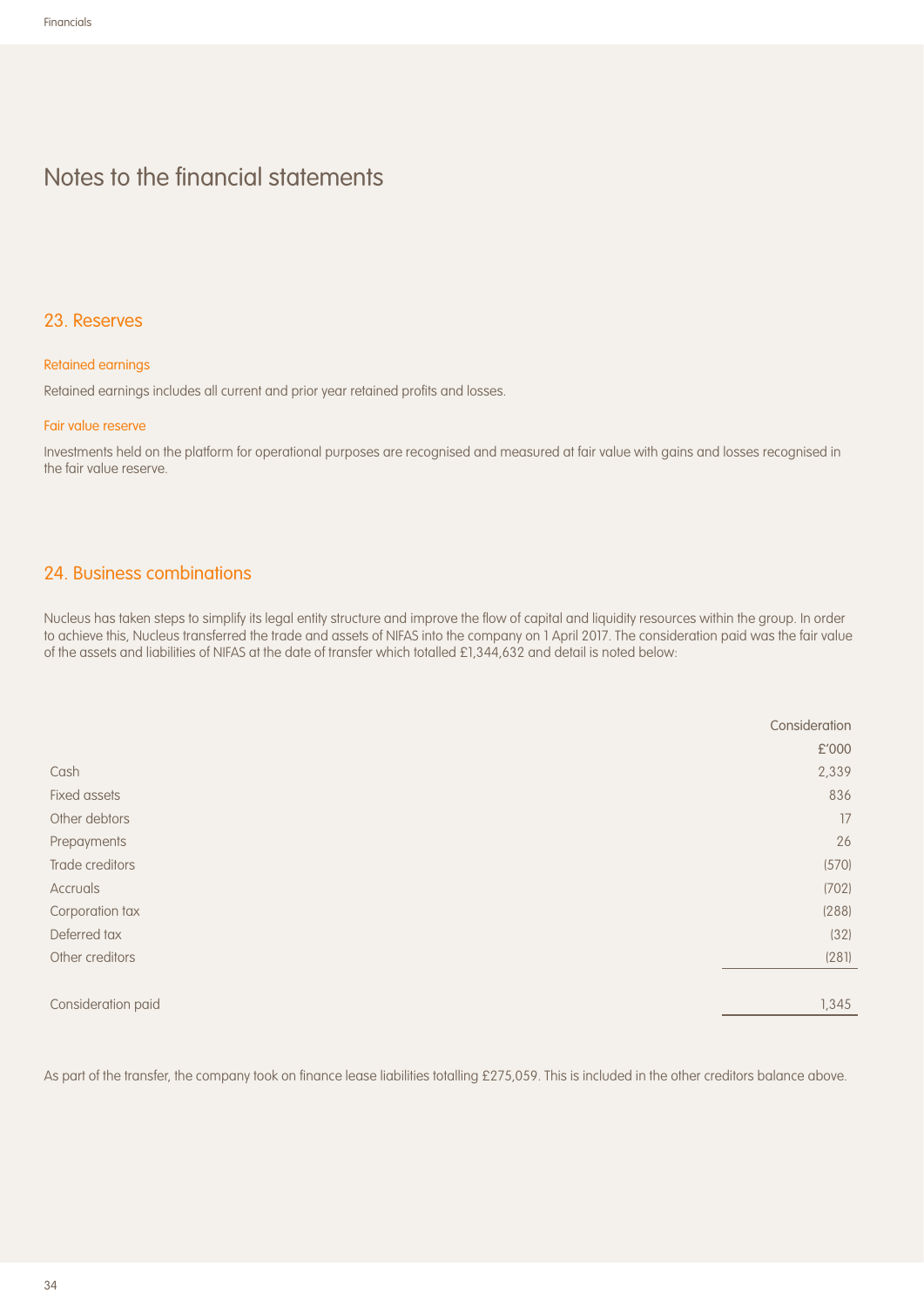# Notes to the financial statements

## 23. Reserves

### Retained earnings

Retained earnings includes all current and prior year retained profits and losses.

### Fair value reserve

Investments held on the platform for operational purposes are recognised and measured at fair value with gains and losses recognised in the fair value reserve.

## 24. Business combinations

Nucleus has taken steps to simplify its legal entity structure and improve the flow of capital and liquidity resources within the group. In order to achieve this, Nucleus transferred the trade and assets of NIFAS into the company on 1 April 2017. The consideration paid was the fair value of the assets and liabilities of NIFAS at the date of transfer which totalled £1,344,632 and detail is noted below:

| | Consideration |
|---|---|
| | £'000 |
| Cash | 2,339 |
| Fixed assets | 836 |
| Other debtors | 17 |
| Prepayments | 26 |
| Trade creditors | (570) |
| Accruals | (702) |
| Corporation tax | (288) |
| Deferred tax | (32) |
| Other creditors | (281) |
| Consideration paid | 1,345 |

As part of the transfer, the company took on finance lease liabilities totalling £275,059. This is included in the other creditors balance above.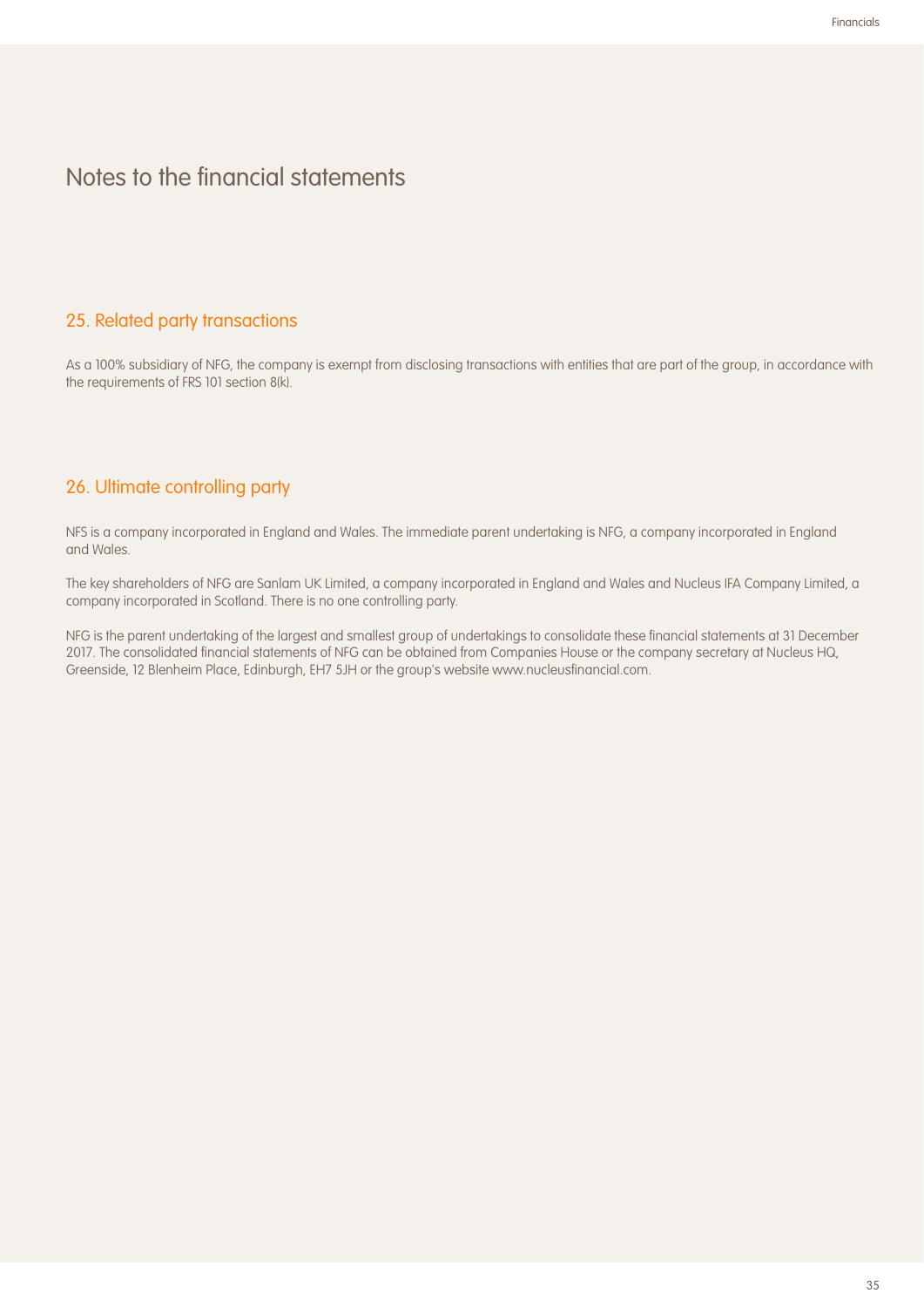# Notes to the financial statements

## 25. Related party transactions

As a 100% subsidiary of NFG, the company is exempt from disclosing transactions with entities that are part of the group, in accordance with the requirements of FRS 101 section 8(k).

## 26. Ultimate controlling party

NFS is a company incorporated in England and Wales. The immediate parent undertaking is NFG, a company incorporated in England and Wales.

The key shareholders of NFG are Sanlam UK Limited, a company incorporated in England and Wales and Nucleus IFA Company Limited, a company incorporated in Scotland. There is no one controlling party.

NFG is the parent undertaking of the largest and smallest group of undertakings to consolidate these financial statements at 31 December 2017. The consolidated financial statements of NFG can be obtained from Companies House or the company secretary at Nucleus HQ, Greenside, 12 Blenheim Place, Edinburgh, EH7 5JH or the group's website www.nucleusfinancial.com.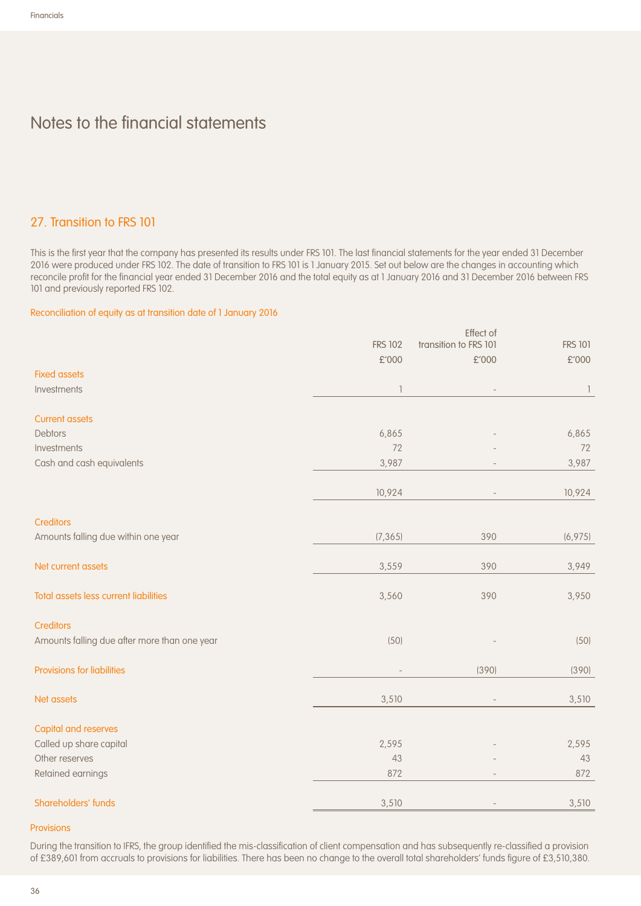# Notes to the financial statements

## 27. Transition to FRS 101

This is the first year that the company has presented its results under FRS 101. The last financial statements for the year ended 31 December 2016 were produced under FRS 102. The date of transition to FRS 101 is 1 January 2015. Set out below are the changes in accounting which reconcile profit for the financial year ended 31 December 2016 and the total equity as at 1 January 2016 and 31 December 2016 between FRS 101 and previously reported FRS 102.

### Reconciliation of equity as at transition date of 1 January 2016

| | FRS 102 | Effect of transition to FRS 101 | FRS 101 |
|---|---|---|---|
| | £'000 | £'000 | £'000 |
| **Fixed assets** | | | |
| Investments | 1 | - | 1 |
| **Current assets** | | | |
| Debtors | 6,865 | - | 6,865 |
| Investments | 72 | - | 72 |
| Cash and cash equivalents | 3,987 | - | 3,987 |
| | 10,924 | - | 10,924 |
| **Creditors** | | | |
| Amounts falling due within one year | (7,365) | 390 | (6,975) |
| **Net current assets** | 3,559 | 390 | 3,949 |
| **Total assets less current liabilities** | 3,560 | 390 | 3,950 |
| **Creditors** | | | |
| Amounts falling due after more than one year | (50) | - | (50) |
| **Provisions for liabilities** | - | (390) | (390) |
| **Net assets** | 3,510 | - | 3,510 |
| **Capital and reserves** | | | |
| Called up share capital | 2,595 | - | 2,595 |
| Other reserves | 43 | - | 43 |
| Retained earnings | 872 | - | 872 |
| **Shareholders' funds** | 3,510 | - | 3,510 |

### Provisions

During the transition to IFRS, the group identified the mis-classification of client compensation and has subsequently re-classified a provision of £389,601 from accruals to provisions for liabilities. There has been no change to the overall total shareholders' funds figure of £3,510,380.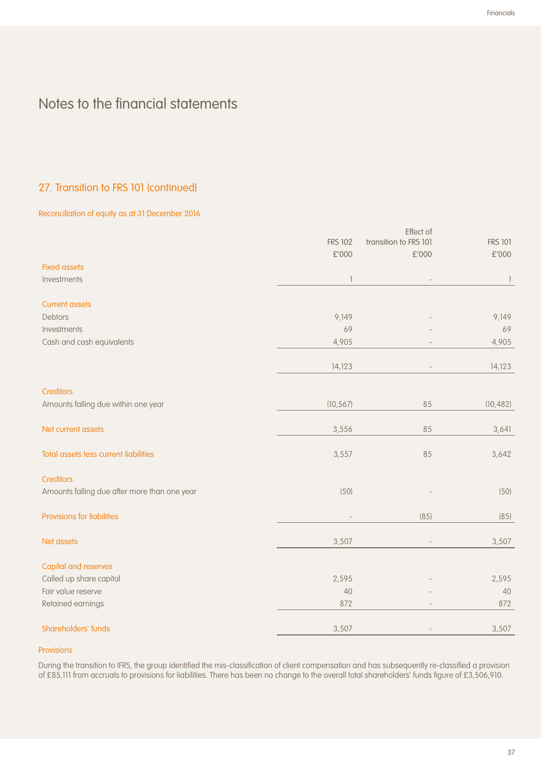# Notes to the financial statements

## 27. Transition to FRS 101 (continued)

### Reconciliation of equity as at 31 December 2016

| | FRS 102 £'000 | Effect of transition to FRS 101 £'000 | FRS 101 £'000 |
|---|---|---|---|
| **Fixed assets** | | | |
| Investments | 1 | - | 1 |
| **Current assets** | | | |
| Debtors | 9,149 | - | 9,149 |
| Investments | 69 | - | 69 |
| Cash and cash equivalents | 4,905 | - | 4,905 |
| | 14,123 | - | 14,123 |
| **Creditors** | | | |
| Amounts falling due within one year | (10,567) | 85 | (10,482) |
| **Net current assets** | 3,556 | 85 | 3,641 |
| **Total assets less current liabilities** | 3,557 | 85 | 3,642 |
| **Creditors** | | | |
| Amounts falling due after more than one year | (50) | - | (50) |
| **Provisions for liabilities** | - | (85) | (85) |
| **Net assets** | 3,507 | - | 3,507 |
| **Capital and reserves** | | | |
| Called up share capital | 2,595 | - | 2,595 |
| Fair value reserve | 40 | - | 40 |
| Retained earnings | 872 | - | 872 |
| **Shareholders' funds** | 3,507 | - | 3,507 |

### Provisions

During the transition to IFRS, the group identified the mis-classification of client compensation and has subsequently re-classified a provision of £85,111 from accruals to provisions for liabilities. There has been no change to the overall total shareholders' funds figure of £3,506,910.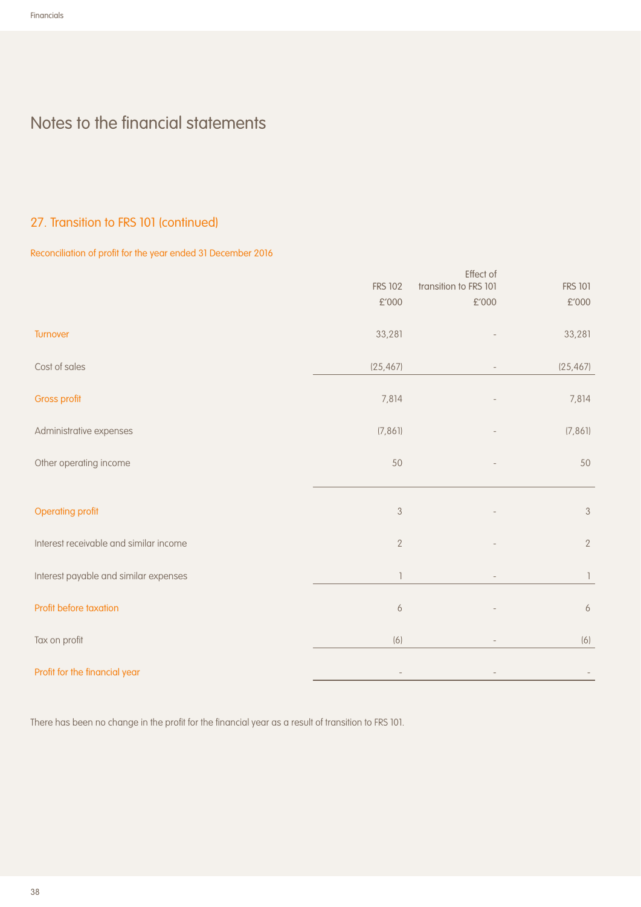# Notes to the financial statements

## 27. Transition to FRS 101 (continued)

### Reconciliation of profit for the year ended 31 December 2016

| | FRS 102 | Effect of transition to FRS 101 | FRS 101 |
|---|---|---|---|
| | £'000 | £'000 | £'000 |
| Turnover | 33,281 | - | 33,281 |
| Cost of sales | (25,467) | - | (25,467) |
| Gross profit | 7,814 | - | 7,814 |
| Administrative expenses | (7,861) | - | (7,861) |
| Other operating income | 50 | - | 50 |
| Operating profit | 3 | - | 3 |
| Interest receivable and similar income | 2 | - | 2 |
| Interest payable and similar expenses | 1 | - | 1 |
| Profit before taxation | 6 | - | 6 |
| Tax on profit | (6) | - | (6) |
| Profit for the financial year | - | - | - |

There has been no change in the profit for the financial year as a result of transition to FRS 101.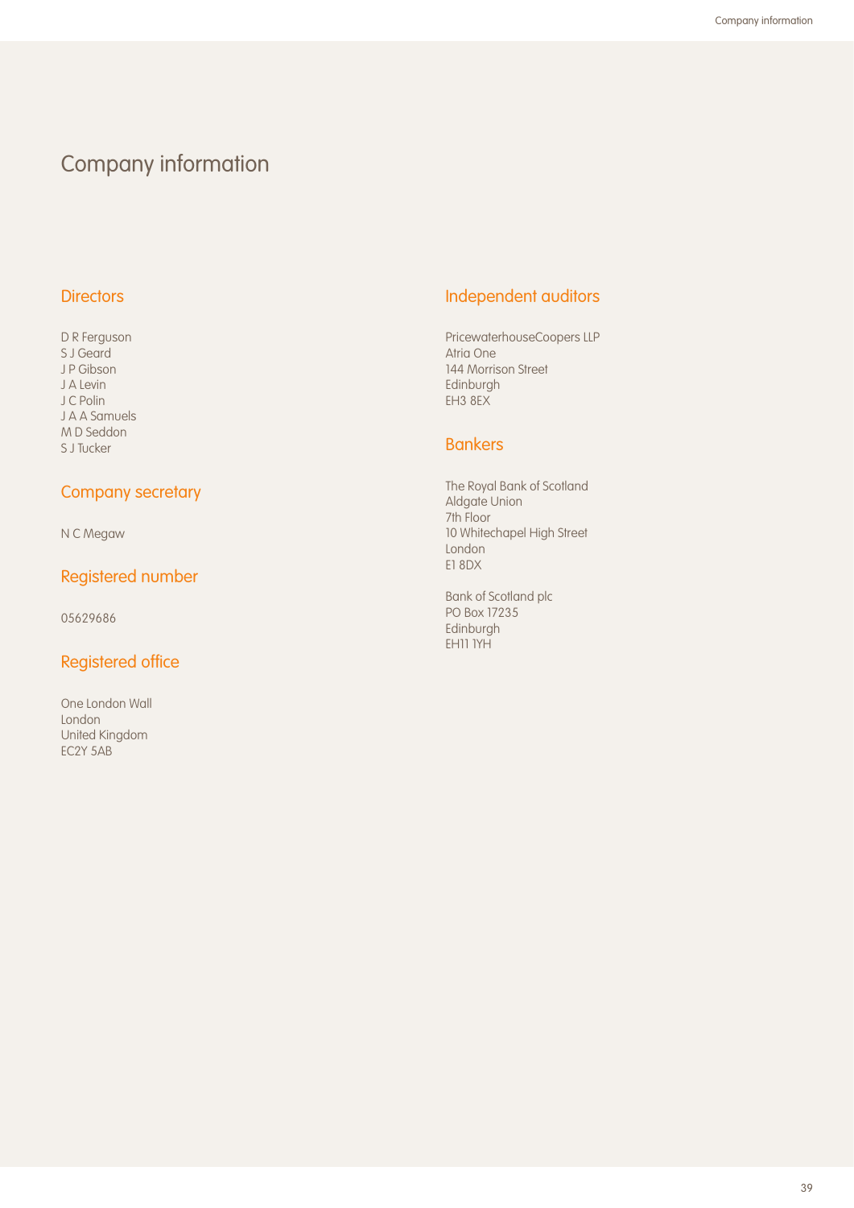# Company information

## Directors

D R Ferguson
S J Geard
J P Gibson
J A Levin
J C Polin
J A A Samuels
M D Seddon
S J Tucker

## Company secretary

N C Megaw

## Registered number

05629686

## Registered office

One London Wall
London
United Kingdom
EC2Y 5AB

## Independent auditors

PricewaterhouseCoopers LLP
Atria One
144 Morrison Street
Edinburgh
EH3 8EX

## Bankers

The Royal Bank of Scotland
Aldgate Union
7th Floor
10 Whitechapel High Street
London
E1 8DX

Bank of Scotland plc
PO Box 17235
Edinburgh
EH11 1YH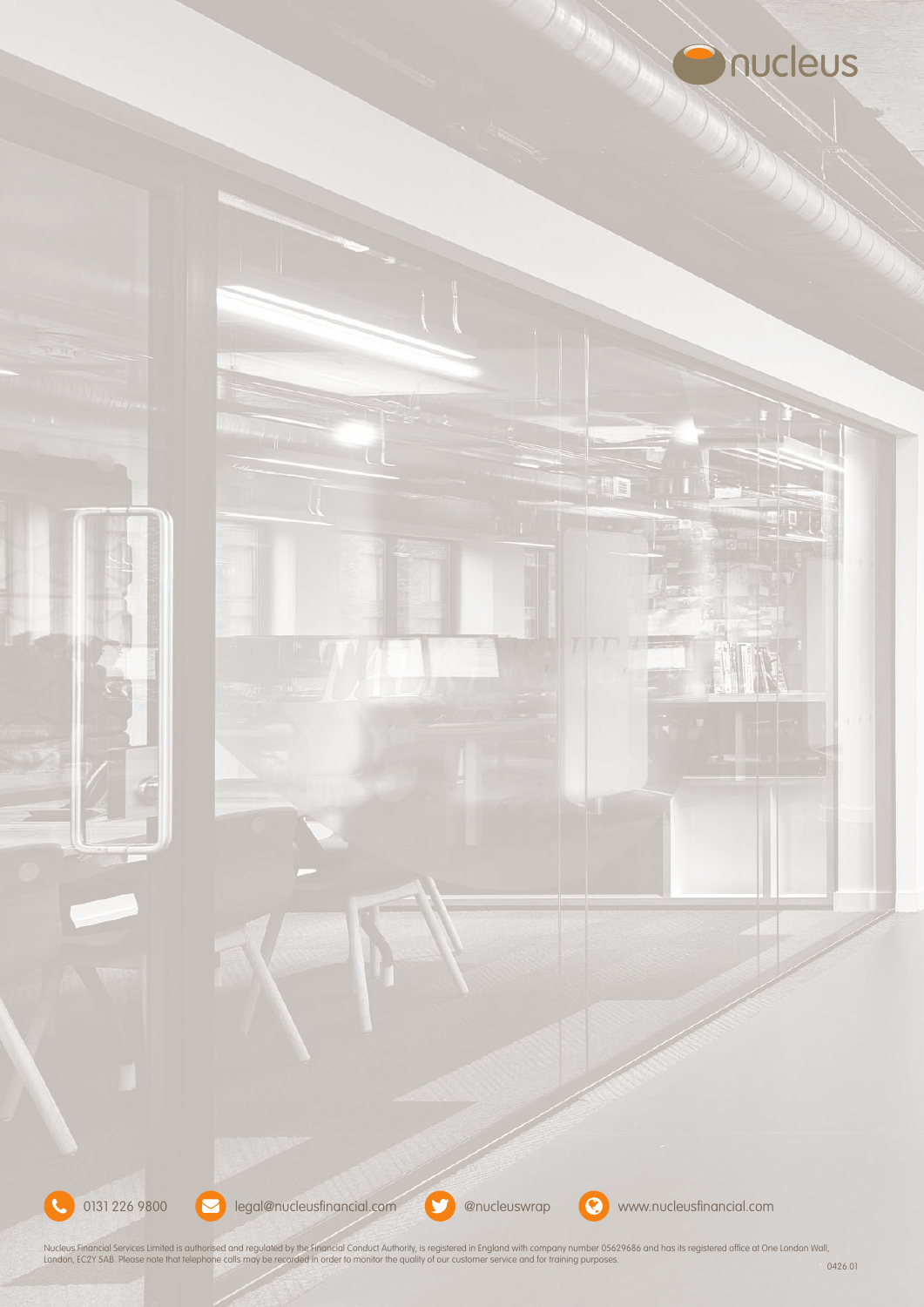nucleus

0131 226 9800 legal@nucleusfinancial.com @nucleuswrap www.nucleusfinancial.com

Nucleus Financial Services Limited is authorised and regulated by the Financial Conduct Authority, is registered in England with company number 05629686 and has its registered office at One London Wall, London, EC2Y 5AB. Please note that telephone calls may be recorded in order to monitor the quality of our customer service and for training purposes.

0426 01